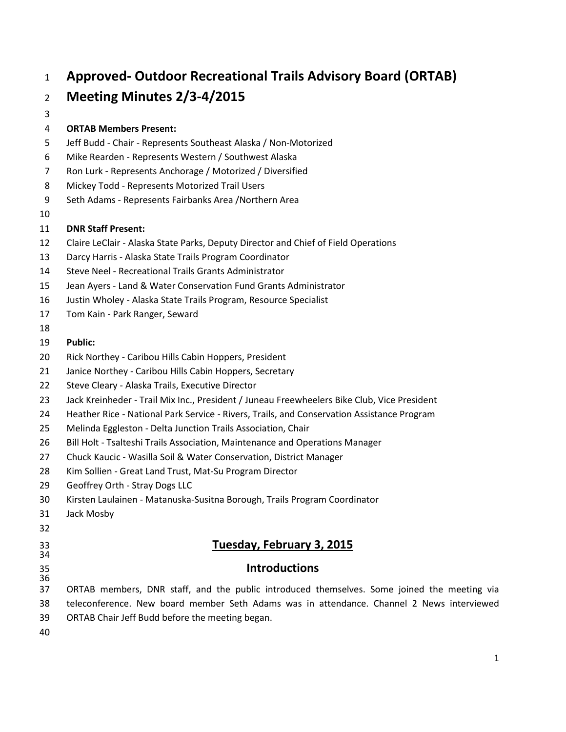# Approved- Outdoor Recreational Trails Advisory Board (ORTAB) Meeting Minutes 2/3-4/2015

**ORTAB Members Present:**

Jeff Budd - Chair - Represents Southeast Alaska / Non-Motorized
Mike Rearden - Represents Western / Southwest Alaska
Ron Lurk - Represents Anchorage / Motorized / Diversified
Mickey Todd - Represents Motorized Trail Users
Seth Adams - Represents Fairbanks Area /Northern Area

**DNR Staff Present:**

Claire LeClair - Alaska State Parks, Deputy Director and Chief of Field Operations
Darcy Harris - Alaska State Trails Program Coordinator
Steve Neel - Recreational Trails Grants Administrator
Jean Ayers - Land & Water Conservation Fund Grants Administrator
Justin Wholey - Alaska State Trails Program, Resource Specialist
Tom Kain - Park Ranger, Seward

**Public:**

Rick Northey - Caribou Hills Cabin Hoppers, President
Janice Northey - Caribou Hills Cabin Hoppers, Secretary
Steve Cleary - Alaska Trails, Executive Director
Jack Kreinheder - Trail Mix Inc., President / Juneau Freewheelers Bike Club, Vice President
Heather Rice - National Park Service - Rivers, Trails, and Conservation Assistance Program
Melinda Eggleston - Delta Junction Trails Association, Chair
Bill Holt - Tsalteshi Trails Association, Maintenance and Operations Manager
Chuck Kaucic - Wasilla Soil & Water Conservation, District Manager
Kim Sollien - Great Land Trust, Mat-Su Program Director
Geoffrey Orth - Stray Dogs LLC
Kirsten Laulainen - Matanuska-Susitna Borough, Trails Program Coordinator
Jack Mosby

## Tuesday, February 3, 2015

### Introductions

ORTAB members, DNR staff, and the public introduced themselves. Some joined the meeting via teleconference. New board member Seth Adams was in attendance. Channel 2 News interviewed ORTAB Chair Jeff Budd before the meeting began.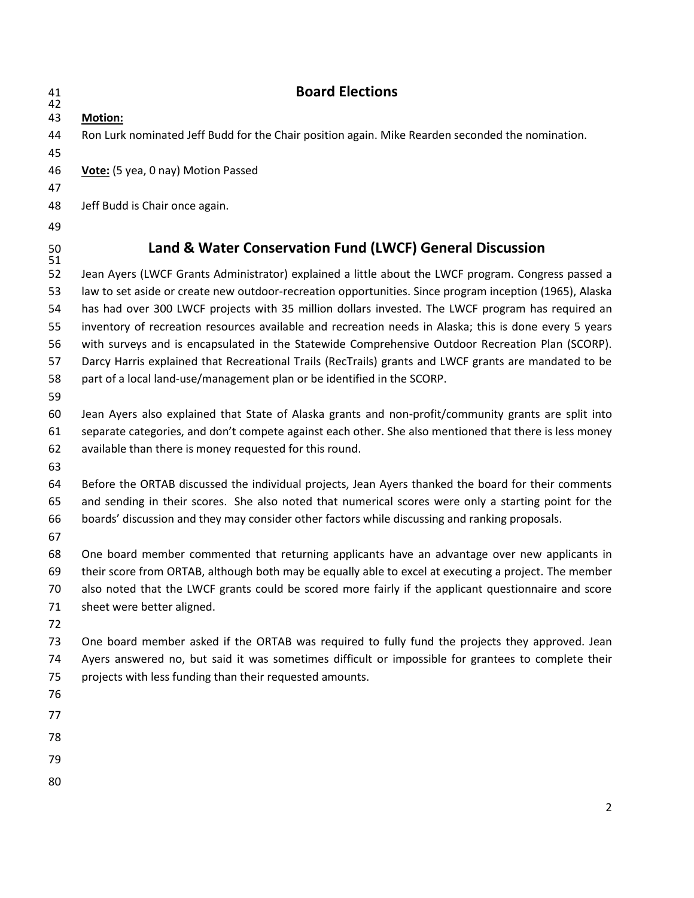## Board Elections

**Motion:**

Ron Lurk nominated Jeff Budd for the Chair position again. Mike Rearden seconded the nomination.

**Vote:** (5 yea, 0 nay) Motion Passed

Jeff Budd is Chair once again.

## Land & Water Conservation Fund (LWCF) General Discussion

Jean Ayers (LWCF Grants Administrator) explained a little about the LWCF program. Congress passed a law to set aside or create new outdoor-recreation opportunities. Since program inception (1965), Alaska has had over 300 LWCF projects with 35 million dollars invested. The LWCF program has required an inventory of recreation resources available and recreation needs in Alaska; this is done every 5 years with surveys and is encapsulated in the Statewide Comprehensive Outdoor Recreation Plan (SCORP). Darcy Harris explained that Recreational Trails (RecTrails) grants and LWCF grants are mandated to be part of a local land-use/management plan or be identified in the SCORP.

Jean Ayers also explained that State of Alaska grants and non-profit/community grants are split into separate categories, and don't compete against each other. She also mentioned that there is less money available than there is money requested for this round.

Before the ORTAB discussed the individual projects, Jean Ayers thanked the board for their comments and sending in their scores. She also noted that numerical scores were only a starting point for the boards' discussion and they may consider other factors while discussing and ranking proposals.

One board member commented that returning applicants have an advantage over new applicants in their score from ORTAB, although both may be equally able to excel at executing a project. The member also noted that the LWCF grants could be scored more fairly if the applicant questionnaire and score sheet were better aligned.

One board member asked if the ORTAB was required to fully fund the projects they approved. Jean Ayers answered no, but said it was sometimes difficult or impossible for grantees to complete their projects with less funding than their requested amounts.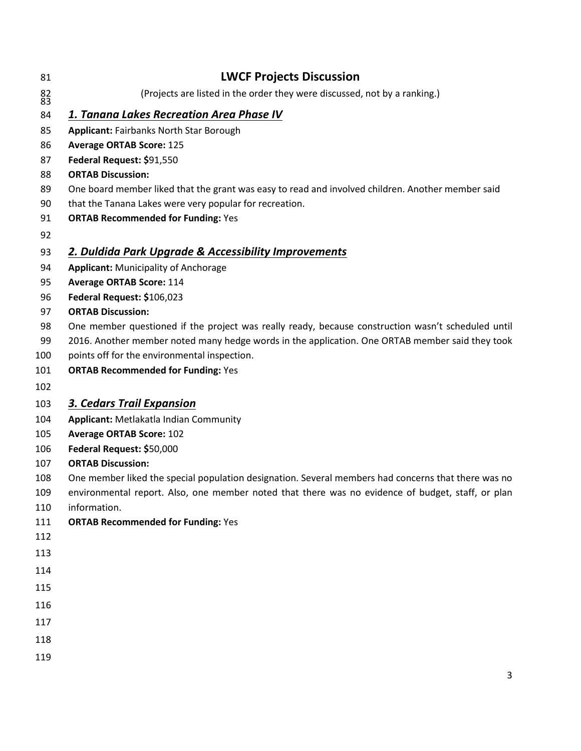## LWCF Projects Discussion

(Projects are listed in the order they were discussed, not by a ranking.)

### *1. Tanana Lakes Recreation Area Phase IV*

**Applicant:** Fairbanks North Star Borough
**Average ORTAB Score:** 125
**Federal Request: $**91,550
**ORTAB Discussion:**
One board member liked that the grant was easy to read and involved children. Another member said that the Tanana Lakes were very popular for recreation.
**ORTAB Recommended for Funding:** Yes

### *2. Duldida Park Upgrade & Accessibility Improvements*

**Applicant:** Municipality of Anchorage
**Average ORTAB Score:** 114
**Federal Request: $**106,023
**ORTAB Discussion:**
One member questioned if the project was really ready, because construction wasn't scheduled until 2016. Another member noted many hedge words in the application. One ORTAB member said they took points off for the environmental inspection.
**ORTAB Recommended for Funding:** Yes

### *3. Cedars Trail Expansion*

**Applicant:** Metlakatla Indian Community
**Average ORTAB Score:** 102
**Federal Request: $**50,000
**ORTAB Discussion:**
One member liked the special population designation. Several members had concerns that there was no environmental report. Also, one member noted that there was no evidence of budget, staff, or plan information.
**ORTAB Recommended for Funding:** Yes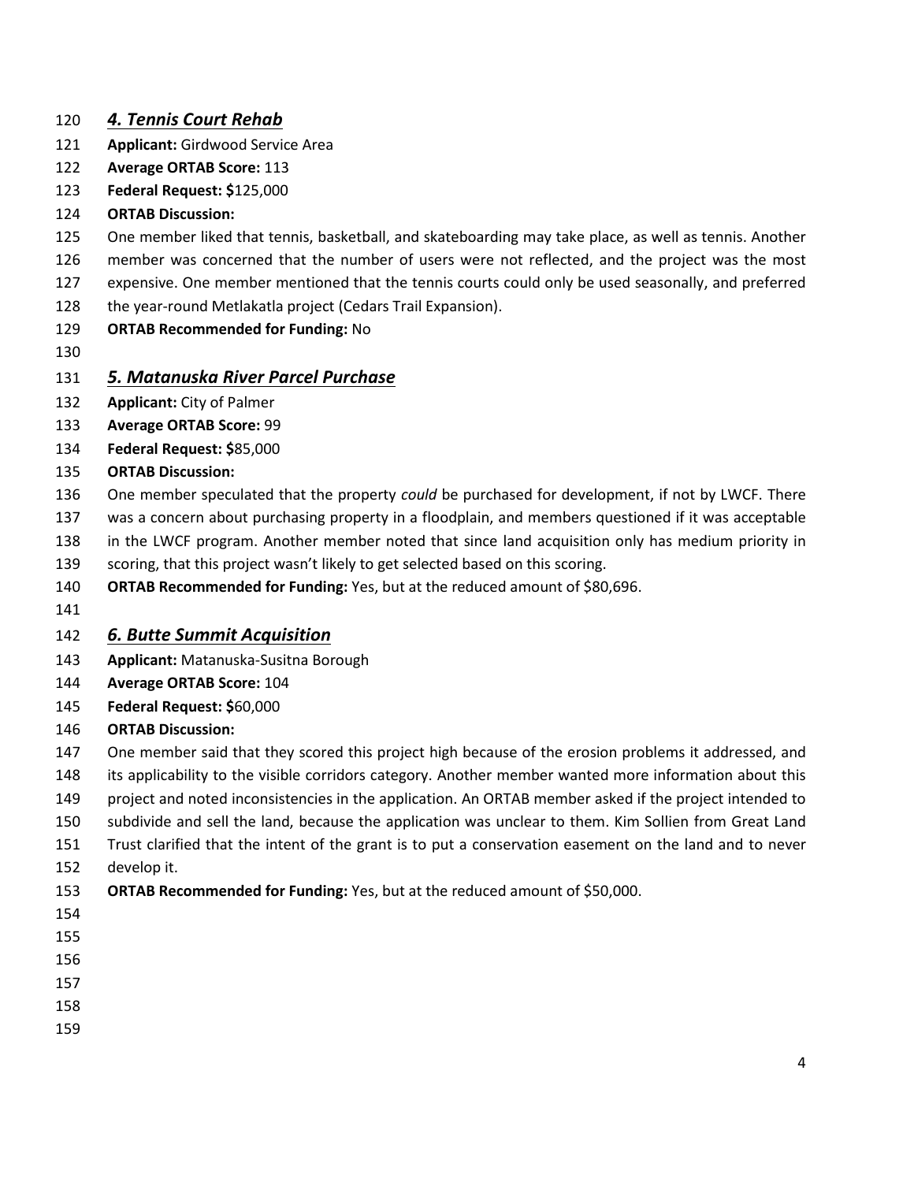### *4. Tennis Court Rehab*

**Applicant:** Girdwood Service Area
**Average ORTAB Score:** 113
**Federal Request: $**125,000
**ORTAB Discussion:**

One member liked that tennis, basketball, and skateboarding may take place, as well as tennis. Another member was concerned that the number of users were not reflected, and the project was the most expensive. One member mentioned that the tennis courts could only be used seasonally, and preferred the year-round Metlakatla project (Cedars Trail Expansion).

**ORTAB Recommended for Funding:** No

### *5. Matanuska River Parcel Purchase*

**Applicant:** City of Palmer
**Average ORTAB Score:** 99
**Federal Request: $**85,000
**ORTAB Discussion:**

One member speculated that the property *could* be purchased for development, if not by LWCF. There was a concern about purchasing property in a floodplain, and members questioned if it was acceptable in the LWCF program. Another member noted that since land acquisition only has medium priority in scoring, that this project wasn't likely to get selected based on this scoring.

**ORTAB Recommended for Funding:** Yes, but at the reduced amount of $80,696.

### *6. Butte Summit Acquisition*

**Applicant:** Matanuska-Susitna Borough
**Average ORTAB Score:** 104
**Federal Request: $**60,000
**ORTAB Discussion:**

One member said that they scored this project high because of the erosion problems it addressed, and its applicability to the visible corridors category. Another member wanted more information about this project and noted inconsistencies in the application. An ORTAB member asked if the project intended to subdivide and sell the land, because the application was unclear to them. Kim Sollien from Great Land Trust clarified that the intent of the grant is to put a conservation easement on the land and to never develop it.

**ORTAB Recommended for Funding:** Yes, but at the reduced amount of $50,000.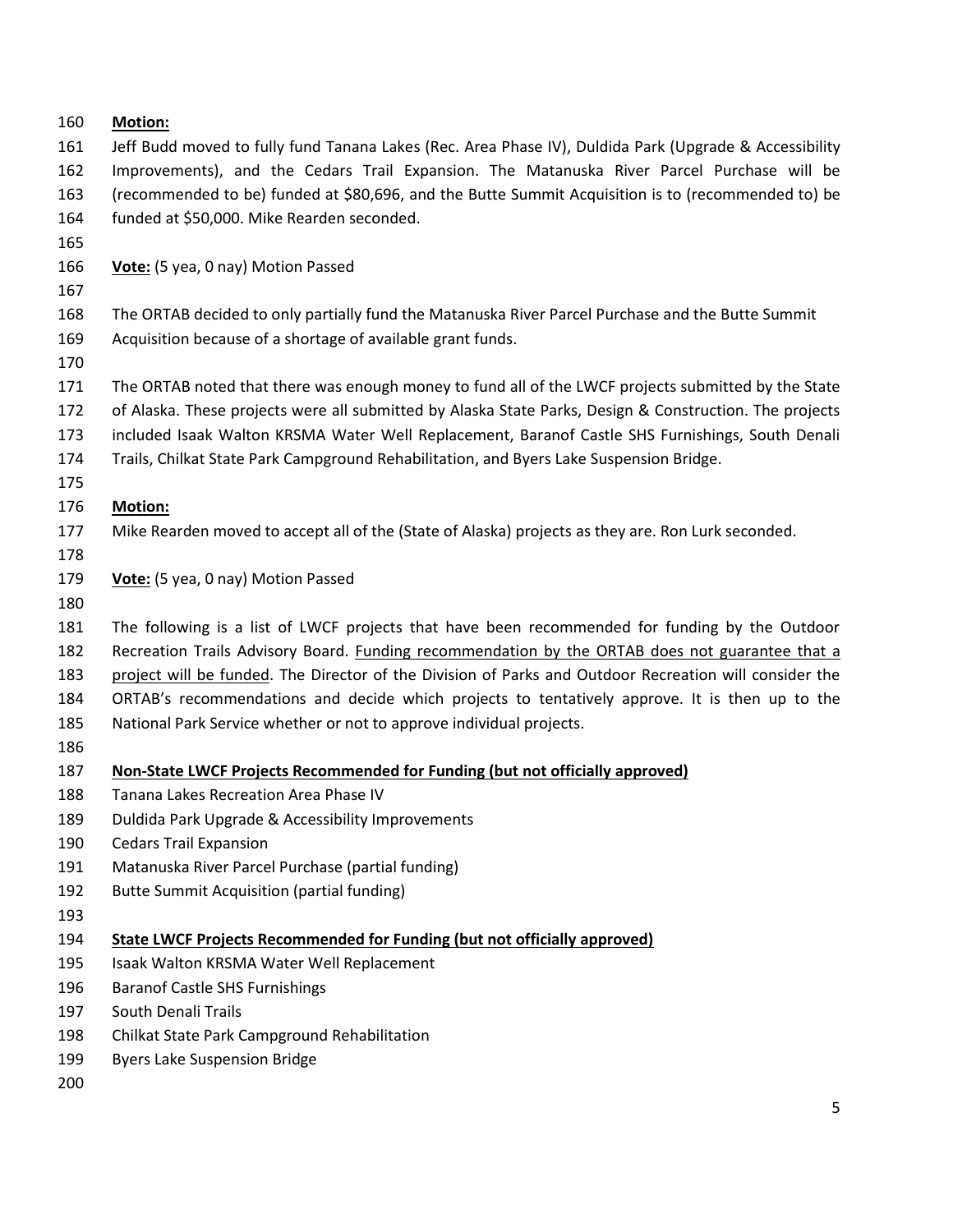**Motion:**

Jeff Budd moved to fully fund Tanana Lakes (Rec. Area Phase IV), Duldida Park (Upgrade & Accessibility Improvements), and the Cedars Trail Expansion. The Matanuska River Parcel Purchase will be (recommended to be) funded at $80,696, and the Butte Summit Acquisition is to (recommended to) be funded at $50,000. Mike Rearden seconded.

**Vote:** (5 yea, 0 nay) Motion Passed

The ORTAB decided to only partially fund the Matanuska River Parcel Purchase and the Butte Summit Acquisition because of a shortage of available grant funds.

The ORTAB noted that there was enough money to fund all of the LWCF projects submitted by the State of Alaska. These projects were all submitted by Alaska State Parks, Design & Construction. The projects included Isaak Walton KRSMA Water Well Replacement, Baranof Castle SHS Furnishings, South Denali Trails, Chilkat State Park Campground Rehabilitation, and Byers Lake Suspension Bridge.

**Motion:**

Mike Rearden moved to accept all of the (State of Alaska) projects as they are. Ron Lurk seconded.

**Vote:** (5 yea, 0 nay) Motion Passed

The following is a list of LWCF projects that have been recommended for funding by the Outdoor Recreation Trails Advisory Board. Funding recommendation by the ORTAB does not guarantee that a project will be funded. The Director of the Division of Parks and Outdoor Recreation will consider the ORTAB's recommendations and decide which projects to tentatively approve. It is then up to the National Park Service whether or not to approve individual projects.

**Non-State LWCF Projects Recommended for Funding (but not officially approved)**

Tanana Lakes Recreation Area Phase IV
Duldida Park Upgrade & Accessibility Improvements
Cedars Trail Expansion
Matanuska River Parcel Purchase (partial funding)
Butte Summit Acquisition (partial funding)

**State LWCF Projects Recommended for Funding (but not officially approved)**

Isaak Walton KRSMA Water Well Replacement
Baranof Castle SHS Furnishings
South Denali Trails
Chilkat State Park Campground Rehabilitation
Byers Lake Suspension Bridge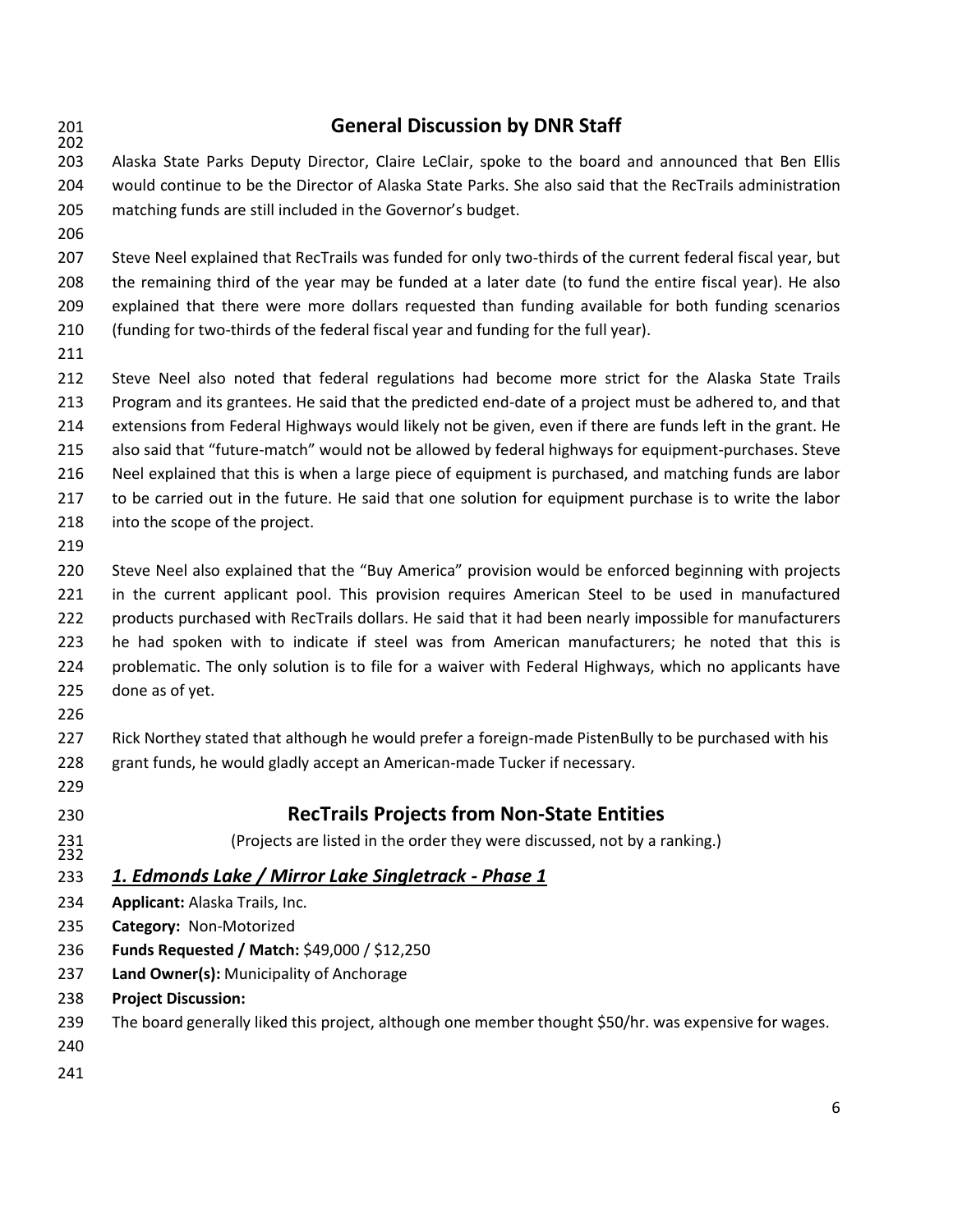## General Discussion by DNR Staff

Alaska State Parks Deputy Director, Claire LeClair, spoke to the board and announced that Ben Ellis would continue to be the Director of Alaska State Parks. She also said that the RecTrails administration matching funds are still included in the Governor's budget.

Steve Neel explained that RecTrails was funded for only two-thirds of the current federal fiscal year, but the remaining third of the year may be funded at a later date (to fund the entire fiscal year). He also explained that there were more dollars requested than funding available for both funding scenarios (funding for two-thirds of the federal fiscal year and funding for the full year).

Steve Neel also noted that federal regulations had become more strict for the Alaska State Trails Program and its grantees. He said that the predicted end-date of a project must be adhered to, and that extensions from Federal Highways would likely not be given, even if there are funds left in the grant. He also said that "future-match" would not be allowed by federal highways for equipment-purchases. Steve Neel explained that this is when a large piece of equipment is purchased, and matching funds are labor to be carried out in the future. He said that one solution for equipment purchase is to write the labor into the scope of the project.

Steve Neel also explained that the "Buy America" provision would be enforced beginning with projects in the current applicant pool. This provision requires American Steel to be used in manufactured products purchased with RecTrails dollars. He said that it had been nearly impossible for manufacturers he had spoken with to indicate if steel was from American manufacturers; he noted that this is problematic. The only solution is to file for a waiver with Federal Highways, which no applicants have done as of yet.

Rick Northey stated that although he would prefer a foreign-made PistenBully to be purchased with his grant funds, he would gladly accept an American-made Tucker if necessary.

## RecTrails Projects from Non-State Entities

(Projects are listed in the order they were discussed, not by a ranking.)

### ***1. Edmonds Lake / Mirror Lake Singletrack - Phase 1***

**Applicant:** Alaska Trails, Inc.
**Category:** Non-Motorized
**Funds Requested / Match:** \$49,000 / \$12,250
**Land Owner(s):** Municipality of Anchorage
**Project Discussion:**
The board generally liked this project, although one member thought \$50/hr. was expensive for wages.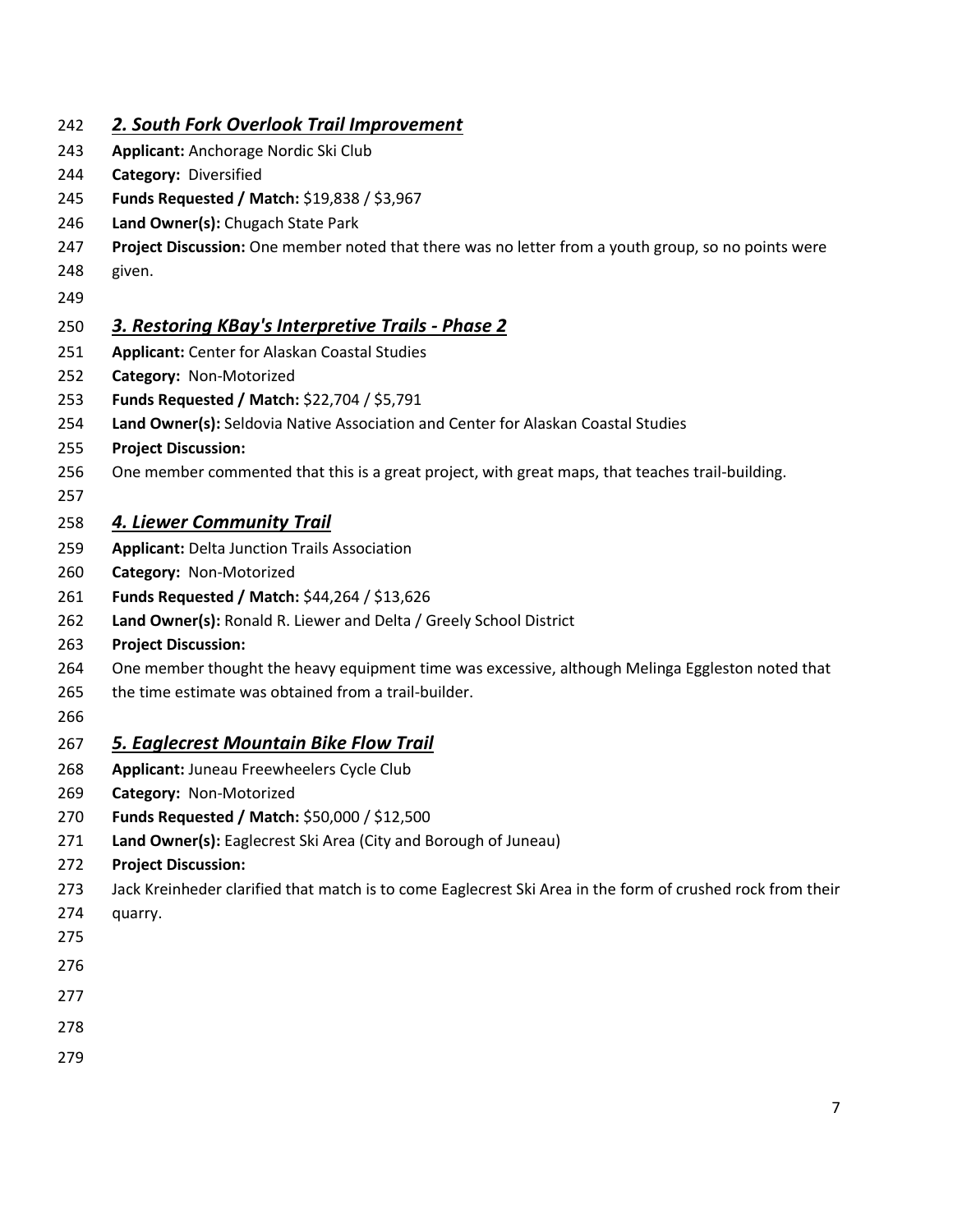### ***2. South Fork Overlook Trail Improvement***

**Applicant:** Anchorage Nordic Ski Club
**Category:** Diversified
**Funds Requested / Match:** \$19,838 / \$3,967
**Land Owner(s):** Chugach State Park
**Project Discussion:** One member noted that there was no letter from a youth group, so no points were given.

### ***3. Restoring KBay's Interpretive Trails - Phase 2***

**Applicant:** Center for Alaskan Coastal Studies
**Category:** Non-Motorized
**Funds Requested / Match:** \$22,704 / \$5,791
**Land Owner(s):** Seldovia Native Association and Center for Alaskan Coastal Studies
**Project Discussion:**
One member commented that this is a great project, with great maps, that teaches trail-building.

### ***4. Liewer Community Trail***

**Applicant:** Delta Junction Trails Association
**Category:** Non-Motorized
**Funds Requested / Match:** \$44,264 / \$13,626
**Land Owner(s):** Ronald R. Liewer and Delta / Greely School District
**Project Discussion:**
One member thought the heavy equipment time was excessive, although Melinga Eggleston noted that the time estimate was obtained from a trail-builder.

### ***5. Eaglecrest Mountain Bike Flow Trail***

**Applicant:** Juneau Freewheelers Cycle Club
**Category:** Non-Motorized
**Funds Requested / Match:** \$50,000 / \$12,500
**Land Owner(s):** Eaglecrest Ski Area (City and Borough of Juneau)
**Project Discussion:**
Jack Kreinheder clarified that match is to come Eaglecrest Ski Area in the form of crushed rock from their quarry.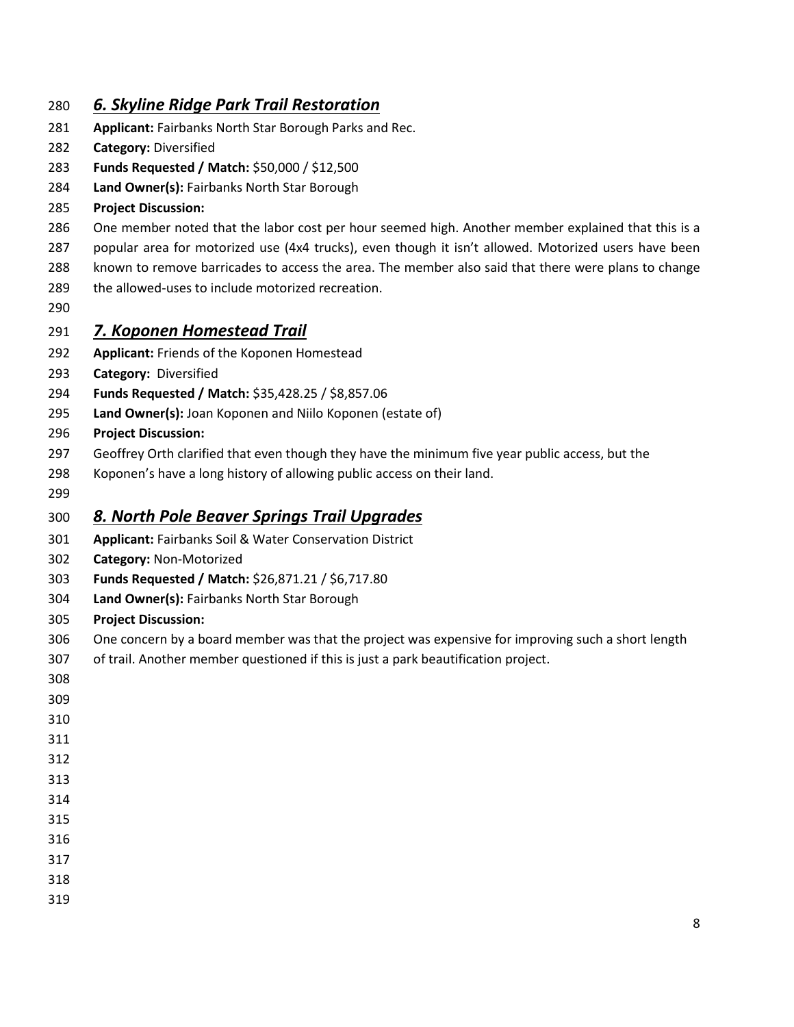## *6. Skyline Ridge Park Trail Restoration*

**Applicant:** Fairbanks North Star Borough Parks and Rec.

**Category:** Diversified

**Funds Requested / Match:** $50,000 / $12,500

**Land Owner(s):** Fairbanks North Star Borough

**Project Discussion:**

One member noted that the labor cost per hour seemed high. Another member explained that this is a popular area for motorized use (4x4 trucks), even though it isn't allowed. Motorized users have been known to remove barricades to access the area. The member also said that there were plans to change the allowed-uses to include motorized recreation.

## *7. Koponen Homestead Trail*

**Applicant:** Friends of the Koponen Homestead

**Category:** Diversified

**Funds Requested / Match:** $35,428.25 / $8,857.06

**Land Owner(s):** Joan Koponen and Niilo Koponen (estate of)

**Project Discussion:**

Geoffrey Orth clarified that even though they have the minimum five year public access, but the Koponen's have a long history of allowing public access on their land.

## *8. North Pole Beaver Springs Trail Upgrades*

**Applicant:** Fairbanks Soil & Water Conservation District

**Category:** Non-Motorized

**Funds Requested / Match:** $26,871.21 / $6,717.80

**Land Owner(s):** Fairbanks North Star Borough

**Project Discussion:**

One concern by a board member was that the project was expensive for improving such a short length of trail. Another member questioned if this is just a park beautification project.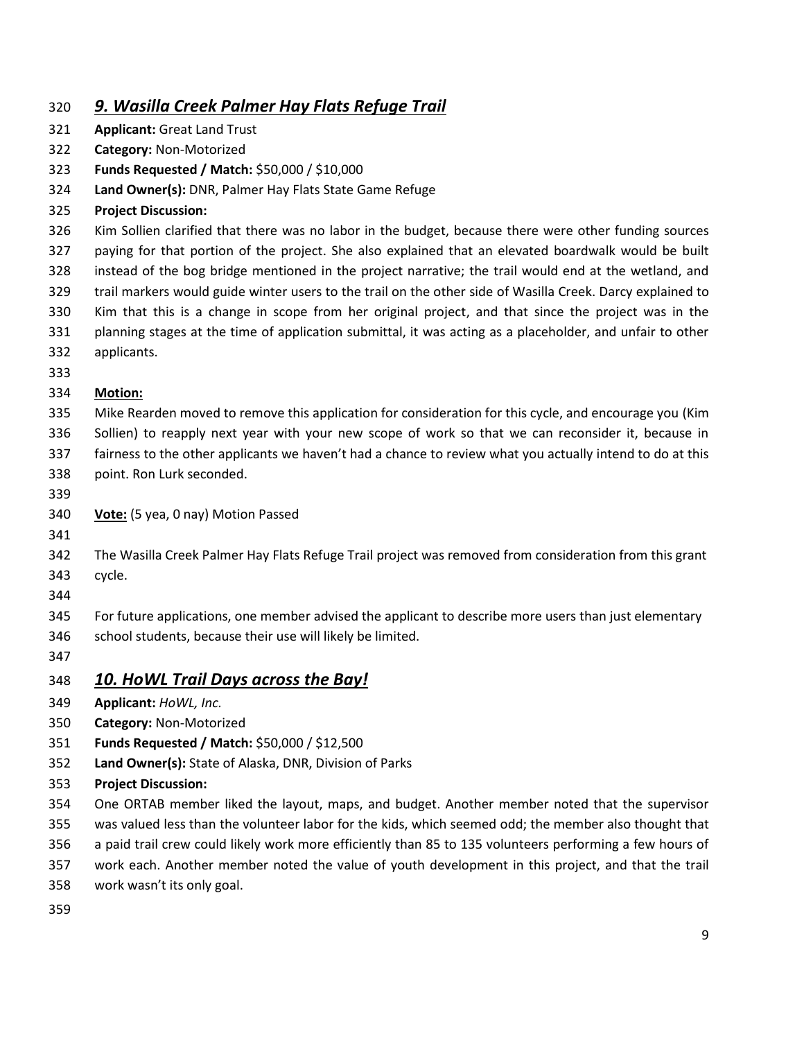## *9. Wasilla Creek Palmer Hay Flats Refuge Trail*

**Applicant:** Great Land Trust
**Category:** Non-Motorized
**Funds Requested / Match:** $50,000 / $10,000
**Land Owner(s):** DNR, Palmer Hay Flats State Game Refuge
**Project Discussion:**
Kim Sollien clarified that there was no labor in the budget, because there were other funding sources paying for that portion of the project. She also explained that an elevated boardwalk would be built instead of the bog bridge mentioned in the project narrative; the trail would end at the wetland, and trail markers would guide winter users to the trail on the other side of Wasilla Creek. Darcy explained to Kim that this is a change in scope from her original project, and that since the project was in the planning stages at the time of application submittal, it was acting as a placeholder, and unfair to other applicants.

**Motion:**
Mike Rearden moved to remove this application for consideration for this cycle, and encourage you (Kim Sollien) to reapply next year with your new scope of work so that we can reconsider it, because in fairness to the other applicants we haven't had a chance to review what you actually intend to do at this point. Ron Lurk seconded.

**Vote:** (5 yea, 0 nay) Motion Passed

The Wasilla Creek Palmer Hay Flats Refuge Trail project was removed from consideration from this grant cycle.

For future applications, one member advised the applicant to describe more users than just elementary school students, because their use will likely be limited.

## *10. HoWL Trail Days across the Bay!*

**Applicant:** *HoWL, Inc.*
**Category:** Non-Motorized
**Funds Requested / Match:** $50,000 / $12,500
**Land Owner(s):** State of Alaska, DNR, Division of Parks
**Project Discussion:**
One ORTAB member liked the layout, maps, and budget. Another member noted that the supervisor was valued less than the volunteer labor for the kids, which seemed odd; the member also thought that a paid trail crew could likely work more efficiently than 85 to 135 volunteers performing a few hours of work each. Another member noted the value of youth development in this project, and that the trail work wasn't its only goal.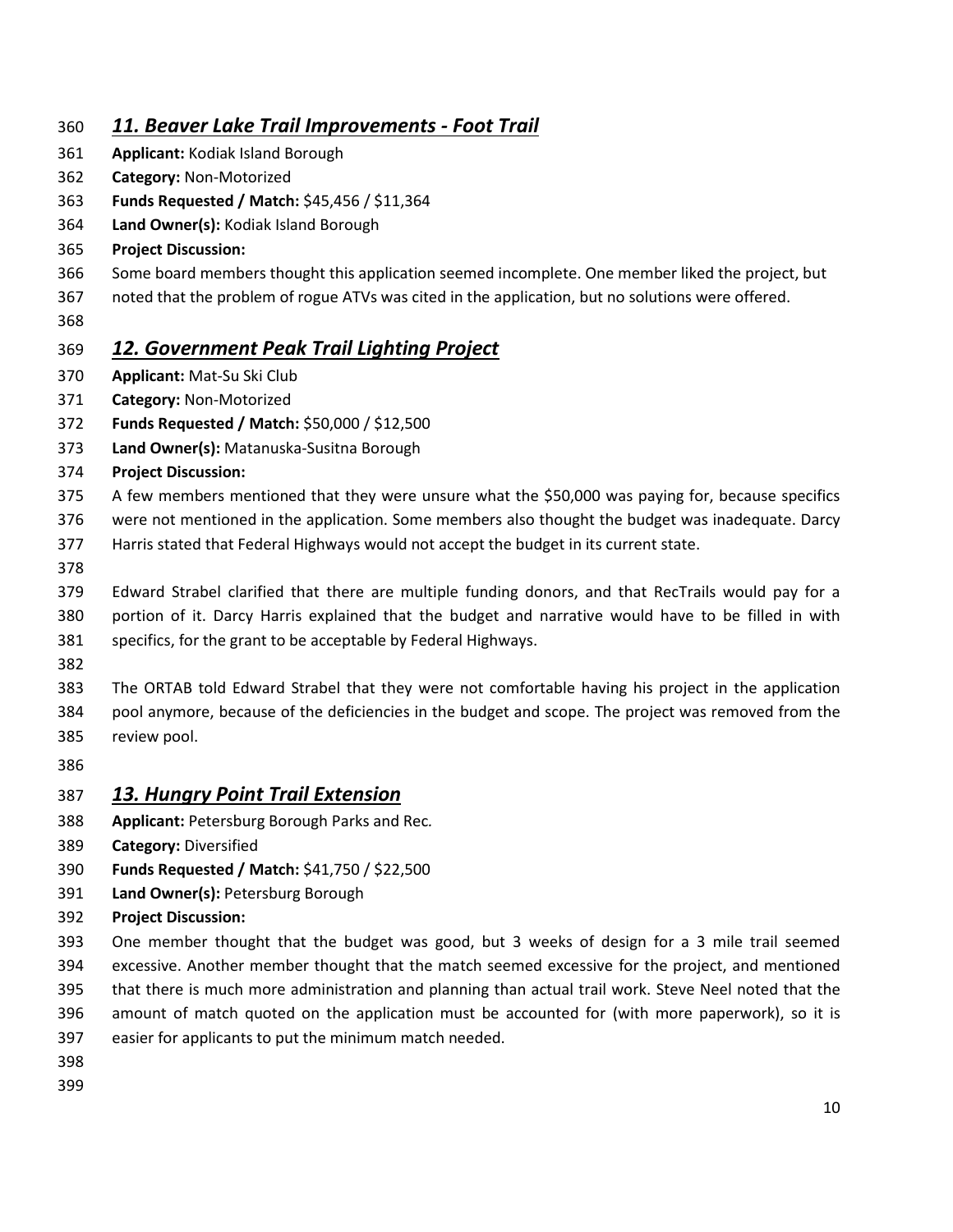## ***11. Beaver Lake Trail Improvements - Foot Trail***

**Applicant:** Kodiak Island Borough
**Category:** Non-Motorized
**Funds Requested / Match:** $45,456 / $11,364
**Land Owner(s):** Kodiak Island Borough
**Project Discussion:**
Some board members thought this application seemed incomplete. One member liked the project, but noted that the problem of rogue ATVs was cited in the application, but no solutions were offered.

## ***12. Government Peak Trail Lighting Project***

**Applicant:** Mat-Su Ski Club
**Category:** Non-Motorized
**Funds Requested / Match:** $50,000 / $12,500
**Land Owner(s):** Matanuska-Susitna Borough
**Project Discussion:**
A few members mentioned that they were unsure what the $50,000 was paying for, because specifics were not mentioned in the application. Some members also thought the budget was inadequate. Darcy Harris stated that Federal Highways would not accept the budget in its current state.

Edward Strabel clarified that there are multiple funding donors, and that RecTrails would pay for a portion of it. Darcy Harris explained that the budget and narrative would have to be filled in with specifics, for the grant to be acceptable by Federal Highways.

The ORTAB told Edward Strabel that they were not comfortable having his project in the application pool anymore, because of the deficiencies in the budget and scope. The project was removed from the review pool.

## ***13. Hungry Point Trail Extension***

**Applicant:** Petersburg Borough Parks and Rec.
**Category:** Diversified
**Funds Requested / Match:** $41,750 / $22,500
**Land Owner(s):** Petersburg Borough
**Project Discussion:**
One member thought that the budget was good, but 3 weeks of design for a 3 mile trail seemed excessive. Another member thought that the match seemed excessive for the project, and mentioned that there is much more administration and planning than actual trail work. Steve Neel noted that the amount of match quoted on the application must be accounted for (with more paperwork), so it is easier for applicants to put the minimum match needed.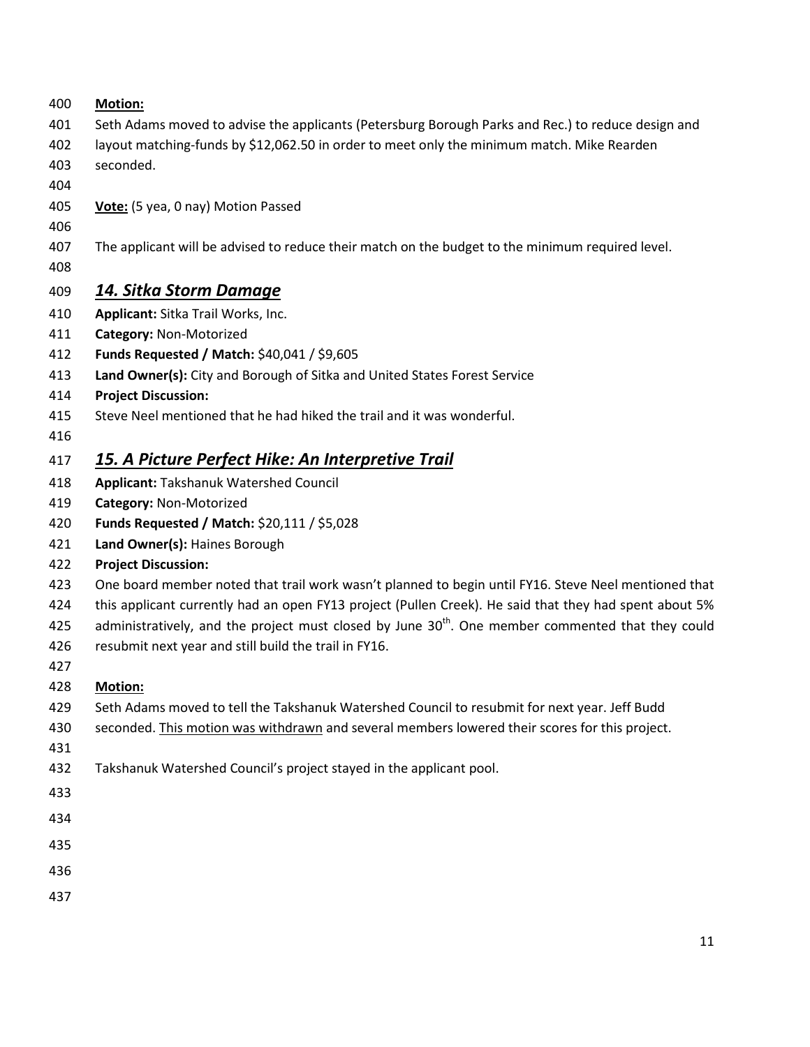**Motion:**

Seth Adams moved to advise the applicants (Petersburg Borough Parks and Rec.) to reduce design and layout matching-funds by $12,062.50 in order to meet only the minimum match. Mike Rearden seconded.

**Vote:** (5 yea, 0 nay) Motion Passed

The applicant will be advised to reduce their match on the budget to the minimum required level.

## *14. Sitka Storm Damage*

**Applicant:** Sitka Trail Works, Inc.
**Category:** Non-Motorized
**Funds Requested / Match:** $40,041 / $9,605
**Land Owner(s):** City and Borough of Sitka and United States Forest Service
**Project Discussion:**
Steve Neel mentioned that he had hiked the trail and it was wonderful.

## *15. A Picture Perfect Hike: An Interpretive Trail*

**Applicant:** Takshanuk Watershed Council
**Category:** Non-Motorized
**Funds Requested / Match:** $20,111 / $5,028
**Land Owner(s):** Haines Borough
**Project Discussion:**
One board member noted that trail work wasn't planned to begin until FY16. Steve Neel mentioned that this applicant currently had an open FY13 project (Pullen Creek). He said that they had spent about 5% administratively, and the project must closed by June 30th. One member commented that they could resubmit next year and still build the trail in FY16.

**Motion:**

Seth Adams moved to tell the Takshanuk Watershed Council to resubmit for next year. Jeff Budd seconded. This motion was withdrawn and several members lowered their scores for this project.

Takshanuk Watershed Council's project stayed in the applicant pool.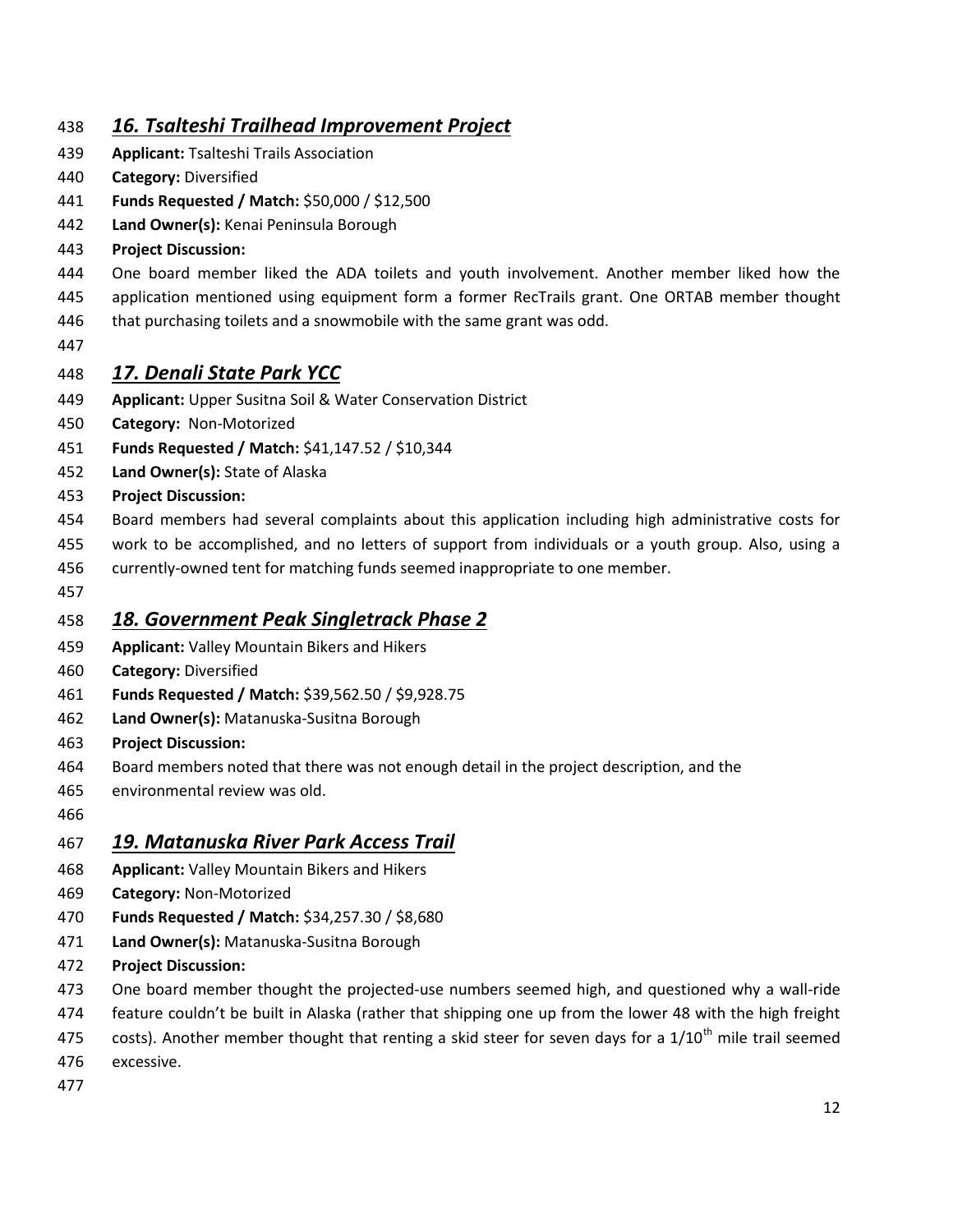## *16. Tsalteshi Trailhead Improvement Project*

**Applicant:** Tsalteshi Trails Association

**Category:** Diversified

**Funds Requested / Match:** $50,000 / $12,500

**Land Owner(s):** Kenai Peninsula Borough

**Project Discussion:**

One board member liked the ADA toilets and youth involvement. Another member liked how the application mentioned using equipment form a former RecTrails grant. One ORTAB member thought that purchasing toilets and a snowmobile with the same grant was odd.

## *17. Denali State Park YCC*

**Applicant:** Upper Susitna Soil & Water Conservation District

**Category:** Non-Motorized

**Funds Requested / Match:** $41,147.52 / $10,344

**Land Owner(s):** State of Alaska

**Project Discussion:**

Board members had several complaints about this application including high administrative costs for work to be accomplished, and no letters of support from individuals or a youth group. Also, using a currently-owned tent for matching funds seemed inappropriate to one member.

## *18. Government Peak Singletrack Phase 2*

**Applicant:** Valley Mountain Bikers and Hikers

**Category:** Diversified

**Funds Requested / Match:** $39,562.50 / $9,928.75

**Land Owner(s):** Matanuska-Susitna Borough

**Project Discussion:**

Board members noted that there was not enough detail in the project description, and the environmental review was old.

## *19. Matanuska River Park Access Trail*

**Applicant:** Valley Mountain Bikers and Hikers

**Category:** Non-Motorized

**Funds Requested / Match:** $34,257.30 / $8,680

**Land Owner(s):** Matanuska-Susitna Borough

**Project Discussion:**

One board member thought the projected-use numbers seemed high, and questioned why a wall-ride feature couldn't be built in Alaska (rather that shipping one up from the lower 48 with the high freight costs). Another member thought that renting a skid steer for seven days for a 1/10th mile trail seemed excessive.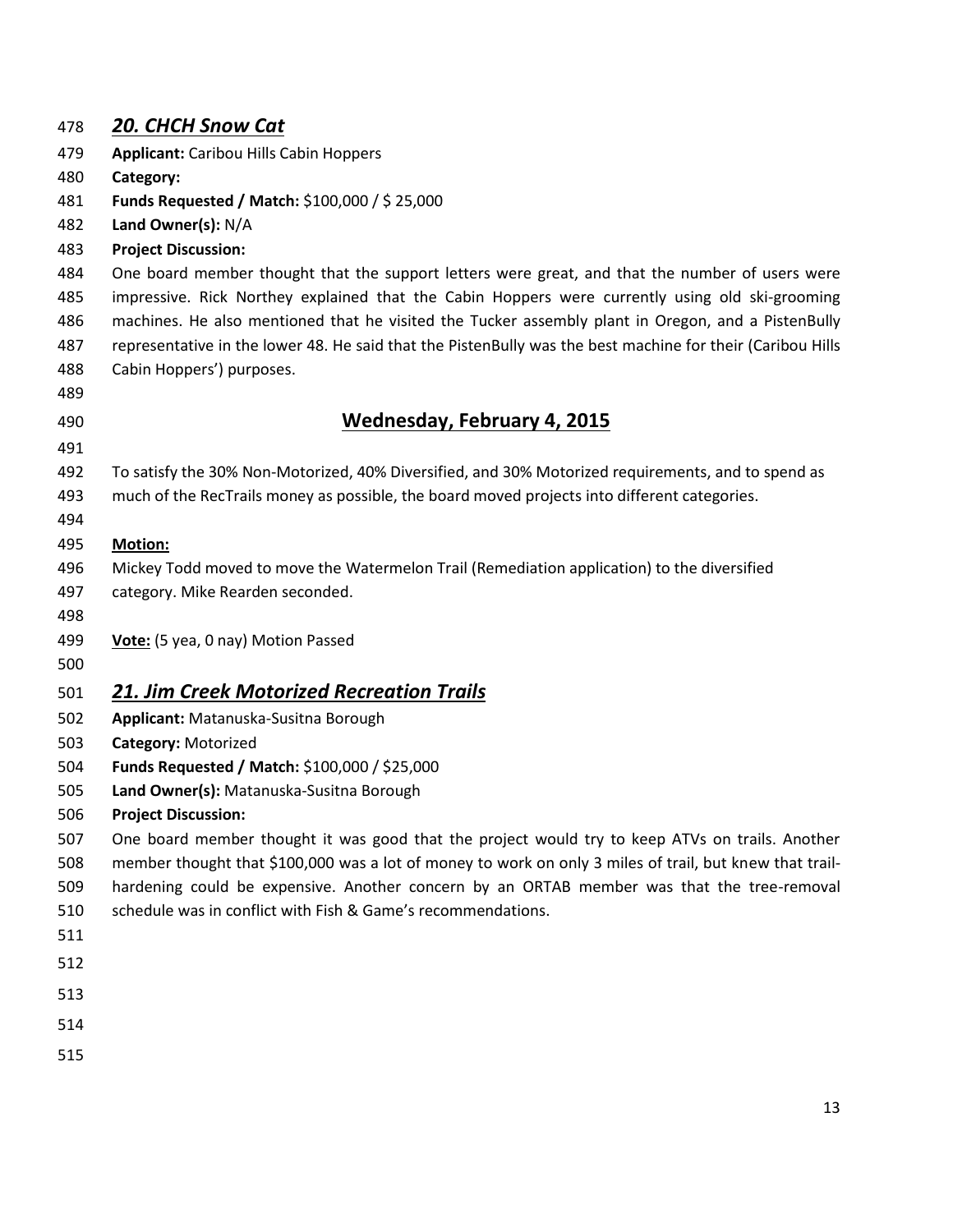## *20. CHCH Snow Cat*

**Applicant:** Caribou Hills Cabin Hoppers
**Category:**
**Funds Requested / Match:** $100,000 / $ 25,000
**Land Owner(s):** N/A
**Project Discussion:**
One board member thought that the support letters were great, and that the number of users were impressive. Rick Northey explained that the Cabin Hoppers were currently using old ski-grooming machines. He also mentioned that he visited the Tucker assembly plant in Oregon, and a PistenBully representative in the lower 48. He said that the PistenBully was the best machine for their (Caribou Hills Cabin Hoppers') purposes.

## Wednesday, February 4, 2015

To satisfy the 30% Non-Motorized, 40% Diversified, and 30% Motorized requirements, and to spend as much of the RecTrails money as possible, the board moved projects into different categories.

**Motion:**
Mickey Todd moved to move the Watermelon Trail (Remediation application) to the diversified category. Mike Rearden seconded.

**Vote:** (5 yea, 0 nay) Motion Passed

## *21. Jim Creek Motorized Recreation Trails*

**Applicant:** Matanuska-Susitna Borough
**Category:** Motorized
**Funds Requested / Match:** $100,000 / $25,000
**Land Owner(s):** Matanuska-Susitna Borough
**Project Discussion:**
One board member thought it was good that the project would try to keep ATVs on trails. Another member thought that $100,000 was a lot of money to work on only 3 miles of trail, but knew that trail-hardening could be expensive. Another concern by an ORTAB member was that the tree-removal schedule was in conflict with Fish & Game's recommendations.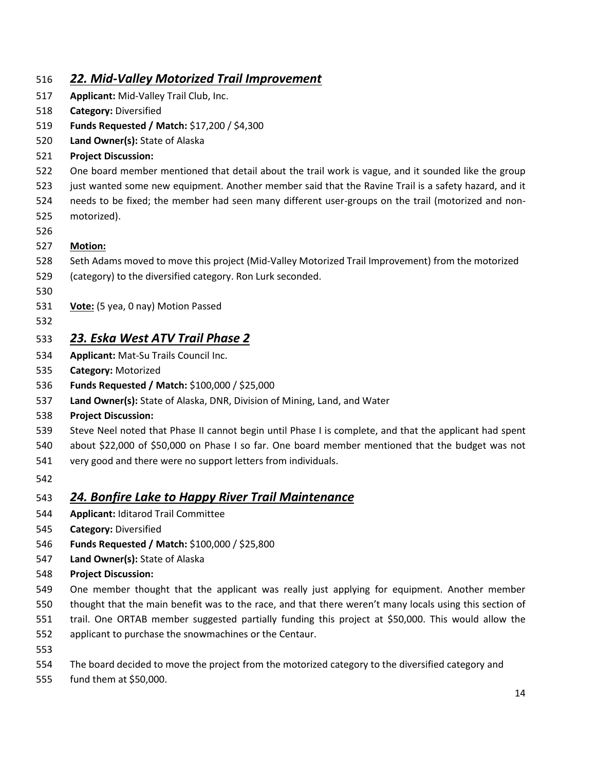## *22. Mid-Valley Motorized Trail Improvement*

**Applicant:** Mid-Valley Trail Club, Inc.
**Category:** Diversified
**Funds Requested / Match:** $17,200 / $4,300
**Land Owner(s):** State of Alaska
**Project Discussion:**
One board member mentioned that detail about the trail work is vague, and it sounded like the group just wanted some new equipment. Another member said that the Ravine Trail is a safety hazard, and it needs to be fixed; the member had seen many different user-groups on the trail (motorized and non-motorized).

**Motion:**
Seth Adams moved to move this project (Mid-Valley Motorized Trail Improvement) from the motorized (category) to the diversified category. Ron Lurk seconded.

**Vote:** (5 yea, 0 nay) Motion Passed

## *23. Eska West ATV Trail Phase 2*

**Applicant:** Mat-Su Trails Council Inc.
**Category:** Motorized
**Funds Requested / Match:** $100,000 / $25,000
**Land Owner(s):** State of Alaska, DNR, Division of Mining, Land, and Water
**Project Discussion:**
Steve Neel noted that Phase II cannot begin until Phase I is complete, and that the applicant had spent about $22,000 of $50,000 on Phase I so far. One board member mentioned that the budget was not very good and there were no support letters from individuals.

## *24. Bonfire Lake to Happy River Trail Maintenance*

**Applicant:** Iditarod Trail Committee
**Category:** Diversified
**Funds Requested / Match:** $100,000 / $25,800
**Land Owner(s):** State of Alaska
**Project Discussion:**
One member thought that the applicant was really just applying for equipment. Another member thought that the main benefit was to the race, and that there weren't many locals using this section of trail. One ORTAB member suggested partially funding this project at $50,000. This would allow the applicant to purchase the snowmachines or the Centaur.

The board decided to move the project from the motorized category to the diversified category and fund them at $50,000.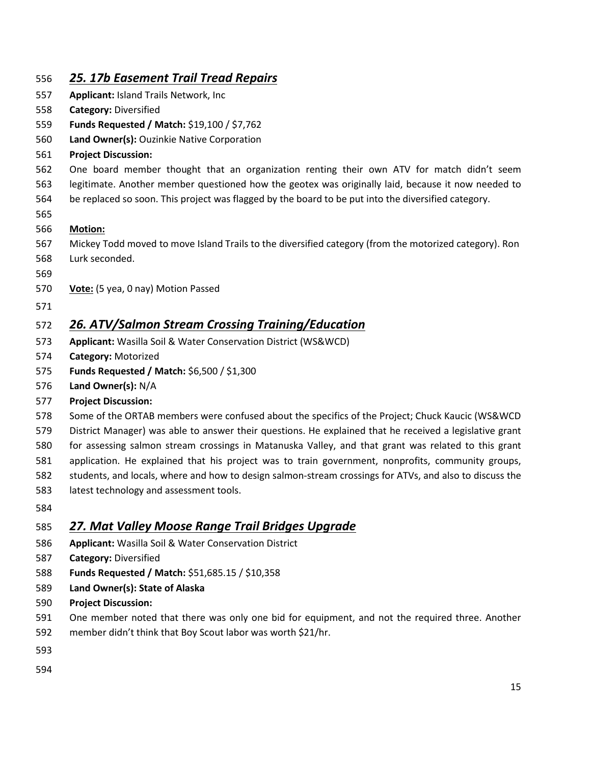## *25. 17b Easement Trail Tread Repairs*

**Applicant:** Island Trails Network, Inc

**Category:** Diversified

**Funds Requested / Match:** $19,100 / $7,762

**Land Owner(s):** Ouzinkie Native Corporation

**Project Discussion:**

One board member thought that an organization renting their own ATV for match didn't seem legitimate. Another member questioned how the geotex was originally laid, because it now needed to be replaced so soon. This project was flagged by the board to be put into the diversified category.

**Motion:**

Mickey Todd moved to move Island Trails to the diversified category (from the motorized category). Ron Lurk seconded.

**Vote:** (5 yea, 0 nay) Motion Passed

## *26. ATV/Salmon Stream Crossing Training/Education*

**Applicant:** Wasilla Soil & Water Conservation District (WS&WCD)

**Category:** Motorized

**Funds Requested / Match:** $6,500 / $1,300

**Land Owner(s):** N/A

**Project Discussion:**

Some of the ORTAB members were confused about the specifics of the Project; Chuck Kaucic (WS&WCD District Manager) was able to answer their questions. He explained that he received a legislative grant for assessing salmon stream crossings in Matanuska Valley, and that grant was related to this grant application. He explained that his project was to train government, nonprofits, community groups, students, and locals, where and how to design salmon-stream crossings for ATVs, and also to discuss the latest technology and assessment tools.

## *27. Mat Valley Moose Range Trail Bridges Upgrade*

**Applicant:** Wasilla Soil & Water Conservation District

**Category:** Diversified

**Funds Requested / Match:** $51,685.15 / $10,358

**Land Owner(s): State of Alaska**

**Project Discussion:**

One member noted that there was only one bid for equipment, and not the required three. Another member didn't think that Boy Scout labor was worth $21/hr.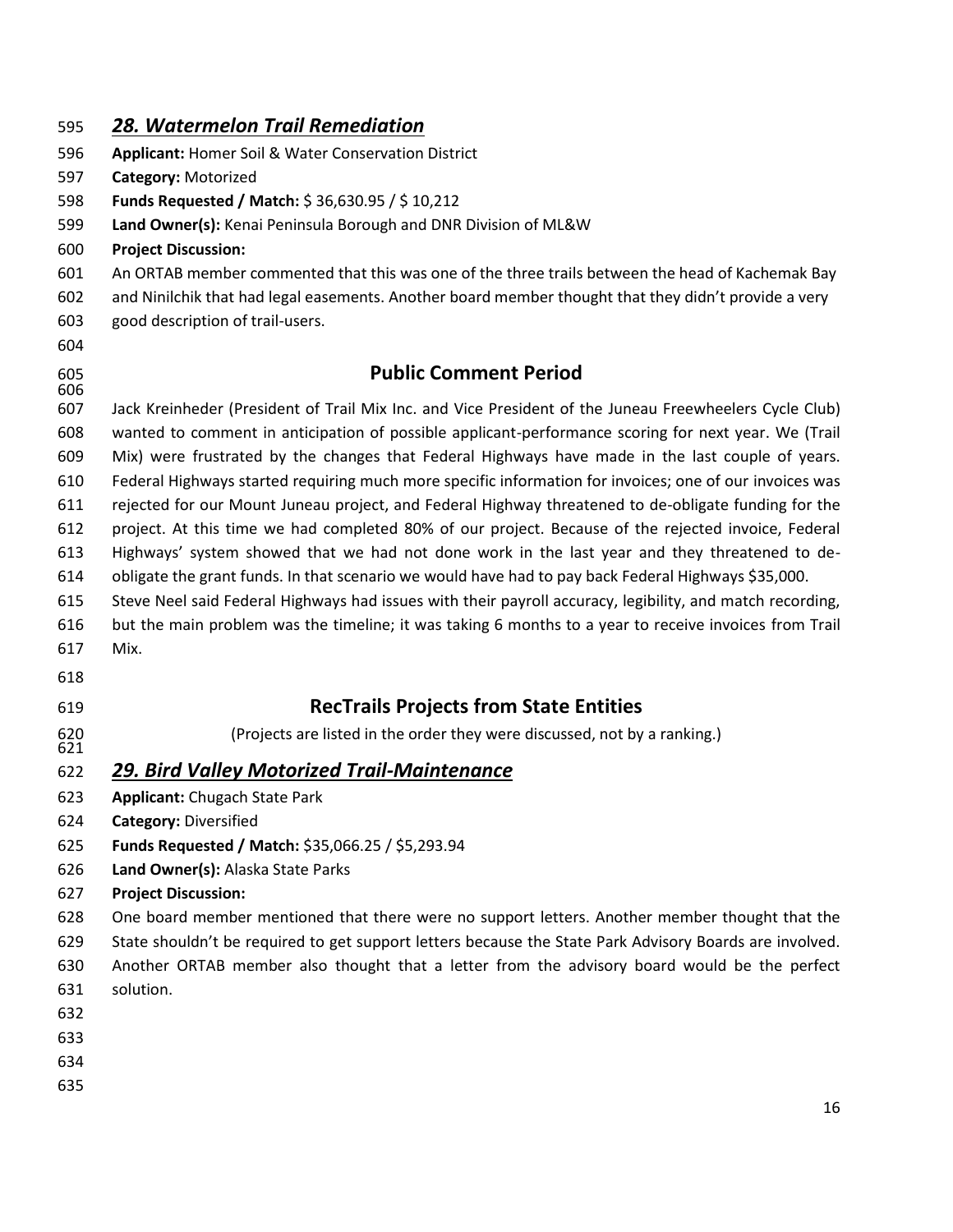## *28. Watermelon Trail Remediation*

**Applicant:** Homer Soil & Water Conservation District

**Category:** Motorized

**Funds Requested / Match:** $ 36,630.95 / $ 10,212

**Land Owner(s):** Kenai Peninsula Borough and DNR Division of ML&W

**Project Discussion:**

An ORTAB member commented that this was one of the three trails between the head of Kachemak Bay and Ninilchik that had legal easements. Another board member thought that they didn't provide a very good description of trail-users.

## Public Comment Period

Jack Kreinheder (President of Trail Mix Inc. and Vice President of the Juneau Freewheelers Cycle Club) wanted to comment in anticipation of possible applicant-performance scoring for next year. We (Trail Mix) were frustrated by the changes that Federal Highways have made in the last couple of years. Federal Highways started requiring much more specific information for invoices; one of our invoices was rejected for our Mount Juneau project, and Federal Highway threatened to de-obligate funding for the project. At this time we had completed 80% of our project. Because of the rejected invoice, Federal Highways' system showed that we had not done work in the last year and they threatened to de-obligate the grant funds. In that scenario we would have had to pay back Federal Highways $35,000.

Steve Neel said Federal Highways had issues with their payroll accuracy, legibility, and match recording, but the main problem was the timeline; it was taking 6 months to a year to receive invoices from Trail Mix.

## RecTrails Projects from State Entities

(Projects are listed in the order they were discussed, not by a ranking.)

## *29. Bird Valley Motorized Trail-Maintenance*

**Applicant:** Chugach State Park

**Category:** Diversified

**Funds Requested / Match:** $35,066.25 / $5,293.94

**Land Owner(s):** Alaska State Parks

**Project Discussion:**

One board member mentioned that there were no support letters. Another member thought that the State shouldn't be required to get support letters because the State Park Advisory Boards are involved. Another ORTAB member also thought that a letter from the advisory board would be the perfect solution.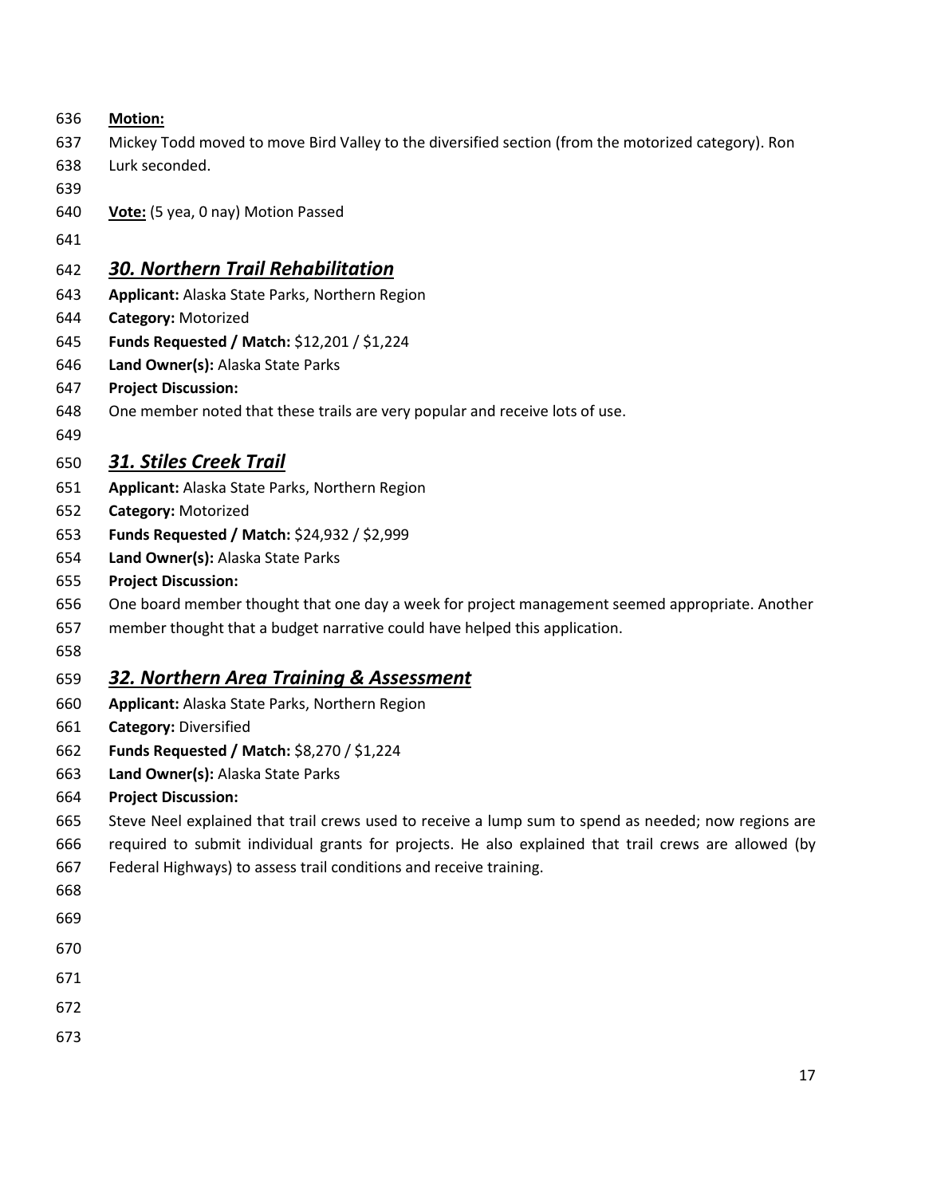**Motion:**

Mickey Todd moved to move Bird Valley to the diversified section (from the motorized category). Ron Lurk seconded.

**Vote:** (5 yea, 0 nay) Motion Passed

## *30. Northern Trail Rehabilitation*

**Applicant:** Alaska State Parks, Northern Region
**Category:** Motorized
**Funds Requested / Match:** \$12,201 / \$1,224
**Land Owner(s):** Alaska State Parks
**Project Discussion:**
One member noted that these trails are very popular and receive lots of use.

## *31. Stiles Creek Trail*

**Applicant:** Alaska State Parks, Northern Region
**Category:** Motorized
**Funds Requested / Match:** \$24,932 / \$2,999
**Land Owner(s):** Alaska State Parks
**Project Discussion:**
One board member thought that one day a week for project management seemed appropriate. Another member thought that a budget narrative could have helped this application.

## *32. Northern Area Training & Assessment*

**Applicant:** Alaska State Parks, Northern Region
**Category:** Diversified
**Funds Requested / Match:** \$8,270 / \$1,224
**Land Owner(s):** Alaska State Parks
**Project Discussion:**
Steve Neel explained that trail crews used to receive a lump sum to spend as needed; now regions are required to submit individual grants for projects. He also explained that trail crews are allowed (by Federal Highways) to assess trail conditions and receive training.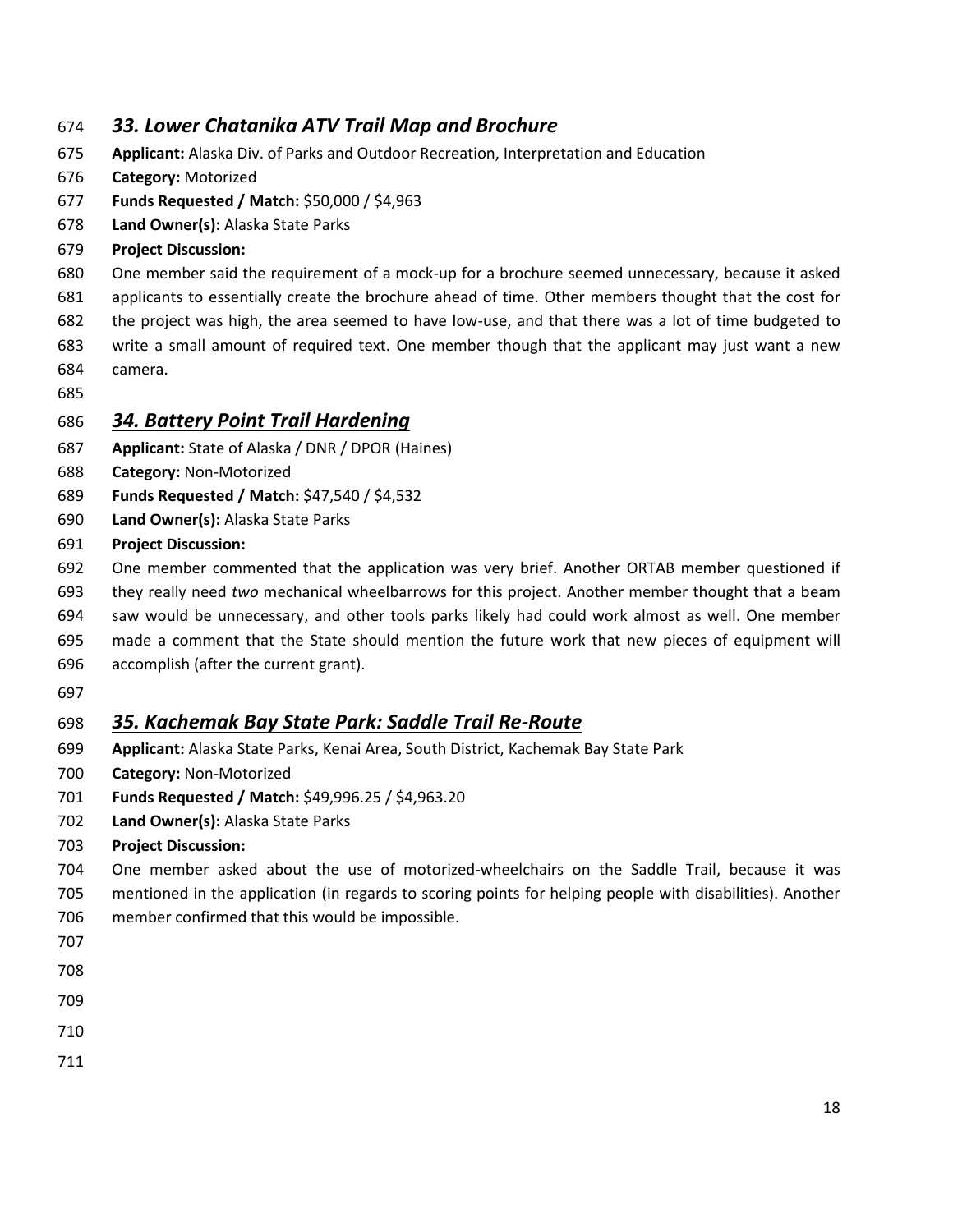## *33. Lower Chatanika ATV Trail Map and Brochure*

**Applicant:** Alaska Div. of Parks and Outdoor Recreation, Interpretation and Education

**Category:** Motorized

**Funds Requested / Match:** $50,000 / $4,963

**Land Owner(s):** Alaska State Parks

**Project Discussion:**

One member said the requirement of a mock-up for a brochure seemed unnecessary, because it asked applicants to essentially create the brochure ahead of time. Other members thought that the cost for the project was high, the area seemed to have low-use, and that there was a lot of time budgeted to write a small amount of required text. One member though that the applicant may just want a new camera.

## *34. Battery Point Trail Hardening*

**Applicant:** State of Alaska / DNR / DPOR (Haines)

**Category:** Non-Motorized

**Funds Requested / Match:** $47,540 / $4,532

**Land Owner(s):** Alaska State Parks

**Project Discussion:**

One member commented that the application was very brief. Another ORTAB member questioned if they really need *two* mechanical wheelbarrows for this project. Another member thought that a beam saw would be unnecessary, and other tools parks likely had could work almost as well. One member made a comment that the State should mention the future work that new pieces of equipment will accomplish (after the current grant).

## *35. Kachemak Bay State Park: Saddle Trail Re-Route*

**Applicant:** Alaska State Parks, Kenai Area, South District, Kachemak Bay State Park

**Category:** Non-Motorized

**Funds Requested / Match:** $49,996.25 / $4,963.20

**Land Owner(s):** Alaska State Parks

**Project Discussion:**

One member asked about the use of motorized-wheelchairs on the Saddle Trail, because it was mentioned in the application (in regards to scoring points for helping people with disabilities). Another member confirmed that this would be impossible.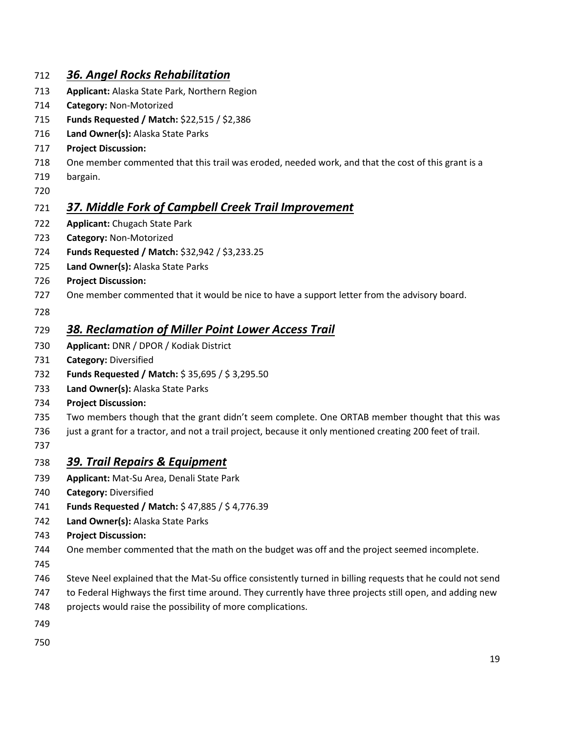### *36. Angel Rocks Rehabilitation*

**Applicant:** Alaska State Park, Northern Region
**Category:** Non-Motorized
**Funds Requested / Match:** $22,515 / $2,386
**Land Owner(s):** Alaska State Parks
**Project Discussion:**
One member commented that this trail was eroded, needed work, and that the cost of this grant is a bargain.

### *37. Middle Fork of Campbell Creek Trail Improvement*

**Applicant:** Chugach State Park
**Category:** Non-Motorized
**Funds Requested / Match:** $32,942 / $3,233.25
**Land Owner(s):** Alaska State Parks
**Project Discussion:**
One member commented that it would be nice to have a support letter from the advisory board.

### *38. Reclamation of Miller Point Lower Access Trail*

**Applicant:** DNR / DPOR / Kodiak District
**Category:** Diversified
**Funds Requested / Match:** $ 35,695 / $ 3,295.50
**Land Owner(s):** Alaska State Parks
**Project Discussion:**
Two members though that the grant didn't seem complete. One ORTAB member thought that this was just a grant for a tractor, and not a trail project, because it only mentioned creating 200 feet of trail.

### *39. Trail Repairs & Equipment*

**Applicant:** Mat-Su Area, Denali State Park
**Category:** Diversified
**Funds Requested / Match:** $ 47,885 / $ 4,776.39
**Land Owner(s):** Alaska State Parks
**Project Discussion:**
One member commented that the math on the budget was off and the project seemed incomplete.

Steve Neel explained that the Mat-Su office consistently turned in billing requests that he could not send to Federal Highways the first time around. They currently have three projects still open, and adding new projects would raise the possibility of more complications.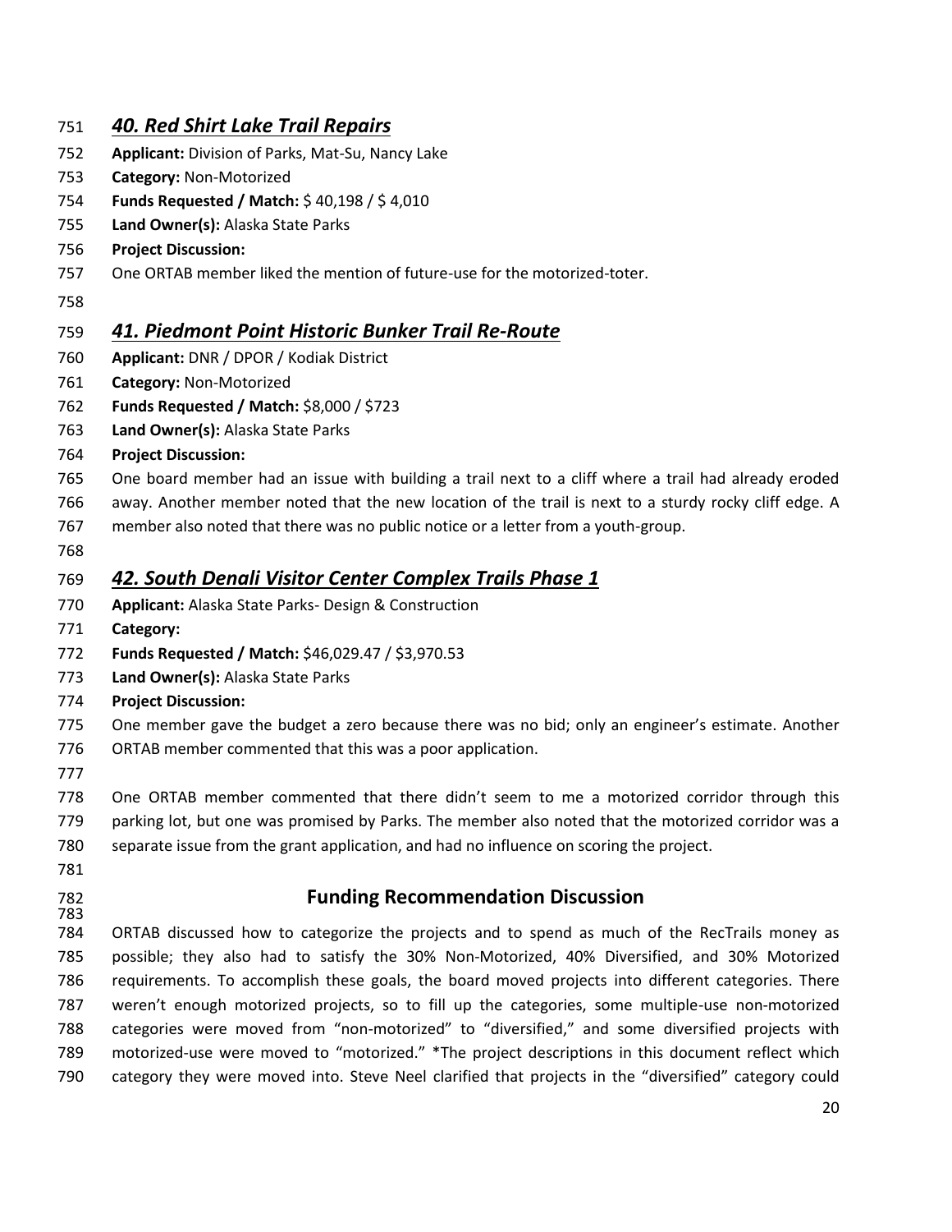## *40. Red Shirt Lake Trail Repairs*

**Applicant:** Division of Parks, Mat-Su, Nancy Lake

**Category:** Non-Motorized

**Funds Requested / Match:** $ 40,198 / $ 4,010

**Land Owner(s):** Alaska State Parks

**Project Discussion:**

One ORTAB member liked the mention of future-use for the motorized-toter.

## *41. Piedmont Point Historic Bunker Trail Re-Route*

**Applicant:** DNR / DPOR / Kodiak District

**Category:** Non-Motorized

**Funds Requested / Match:** $8,000 / $723

**Land Owner(s):** Alaska State Parks

**Project Discussion:**

One board member had an issue with building a trail next to a cliff where a trail had already eroded away. Another member noted that the new location of the trail is next to a sturdy rocky cliff edge. A member also noted that there was no public notice or a letter from a youth-group.

## *42. South Denali Visitor Center Complex Trails Phase 1*

**Applicant:** Alaska State Parks- Design & Construction

**Category:**

**Funds Requested / Match:** $46,029.47 / $3,970.53

**Land Owner(s):** Alaska State Parks

**Project Discussion:**

One member gave the budget a zero because there was no bid; only an engineer's estimate. Another ORTAB member commented that this was a poor application.

One ORTAB member commented that there didn't seem to me a motorized corridor through this parking lot, but one was promised by Parks. The member also noted that the motorized corridor was a separate issue from the grant application, and had no influence on scoring the project.

## Funding Recommendation Discussion

ORTAB discussed how to categorize the projects and to spend as much of the RecTrails money as possible; they also had to satisfy the 30% Non-Motorized, 40% Diversified, and 30% Motorized requirements. To accomplish these goals, the board moved projects into different categories. There weren't enough motorized projects, so to fill up the categories, some multiple-use non-motorized categories were moved from "non-motorized" to "diversified," and some diversified projects with motorized-use were moved to "motorized." *The project descriptions in this document reflect which category they were moved into. Steve Neel clarified that projects in the "diversified" category could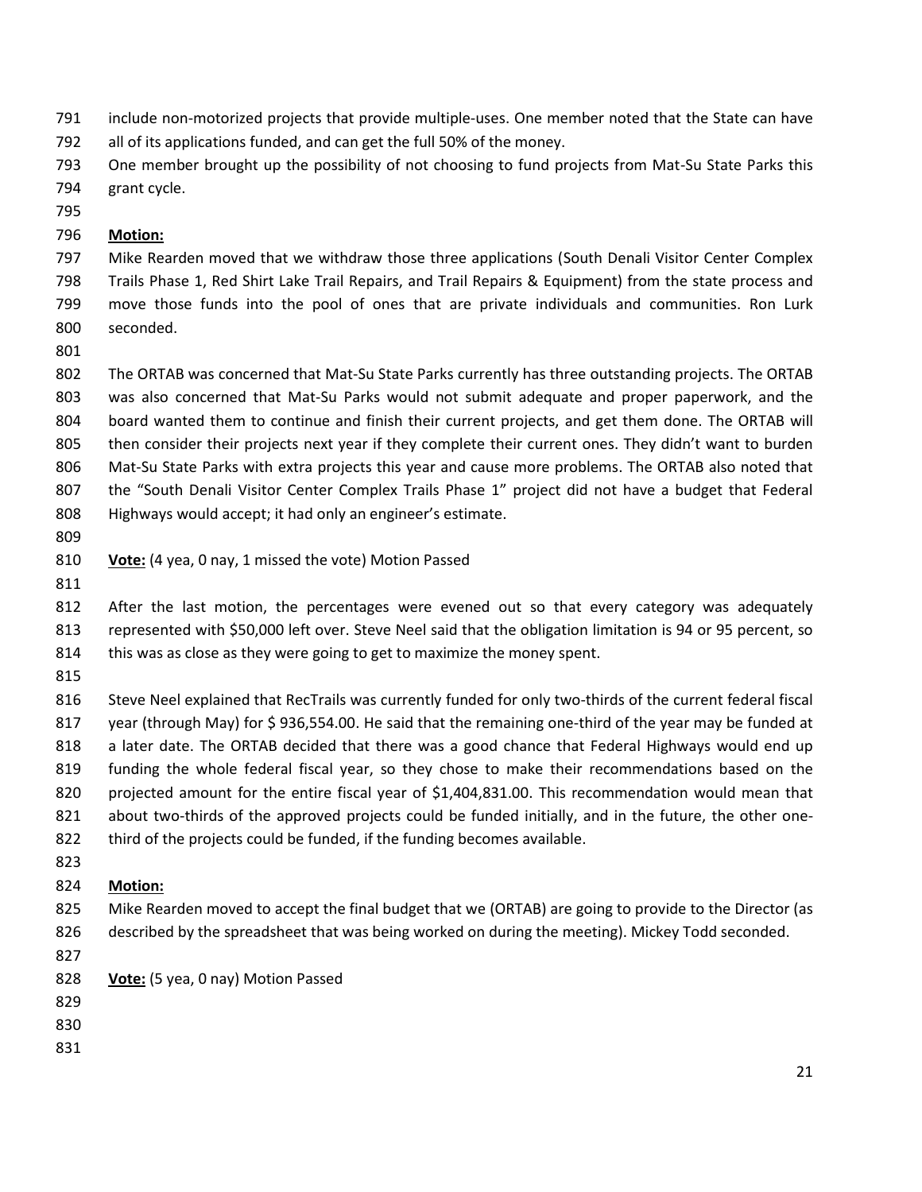include non-motorized projects that provide multiple-uses. One member noted that the State can have all of its applications funded, and can get the full 50% of the money.
One member brought up the possibility of not choosing to fund projects from Mat-Su State Parks this grant cycle.

**Motion:**
Mike Rearden moved that we withdraw those three applications (South Denali Visitor Center Complex Trails Phase 1, Red Shirt Lake Trail Repairs, and Trail Repairs & Equipment) from the state process and move those funds into the pool of ones that are private individuals and communities. Ron Lurk seconded.

The ORTAB was concerned that Mat-Su State Parks currently has three outstanding projects. The ORTAB was also concerned that Mat-Su Parks would not submit adequate and proper paperwork, and the board wanted them to continue and finish their current projects, and get them done. The ORTAB will then consider their projects next year if they complete their current ones. They didn't want to burden Mat-Su State Parks with extra projects this year and cause more problems. The ORTAB also noted that the "South Denali Visitor Center Complex Trails Phase 1" project did not have a budget that Federal Highways would accept; it had only an engineer's estimate.

**Vote:** (4 yea, 0 nay, 1 missed the vote) Motion Passed

After the last motion, the percentages were evened out so that every category was adequately represented with $50,000 left over. Steve Neel said that the obligation limitation is 94 or 95 percent, so this was as close as they were going to get to maximize the money spent.

Steve Neel explained that RecTrails was currently funded for only two-thirds of the current federal fiscal year (through May) for $ 936,554.00. He said that the remaining one-third of the year may be funded at a later date. The ORTAB decided that there was a good chance that Federal Highways would end up funding the whole federal fiscal year, so they chose to make their recommendations based on the projected amount for the entire fiscal year of $1,404,831.00. This recommendation would mean that about two-thirds of the approved projects could be funded initially, and in the future, the other one-third of the projects could be funded, if the funding becomes available.

**Motion:**
Mike Rearden moved to accept the final budget that we (ORTAB) are going to provide to the Director (as described by the spreadsheet that was being worked on during the meeting). Mickey Todd seconded.

**Vote:** (5 yea, 0 nay) Motion Passed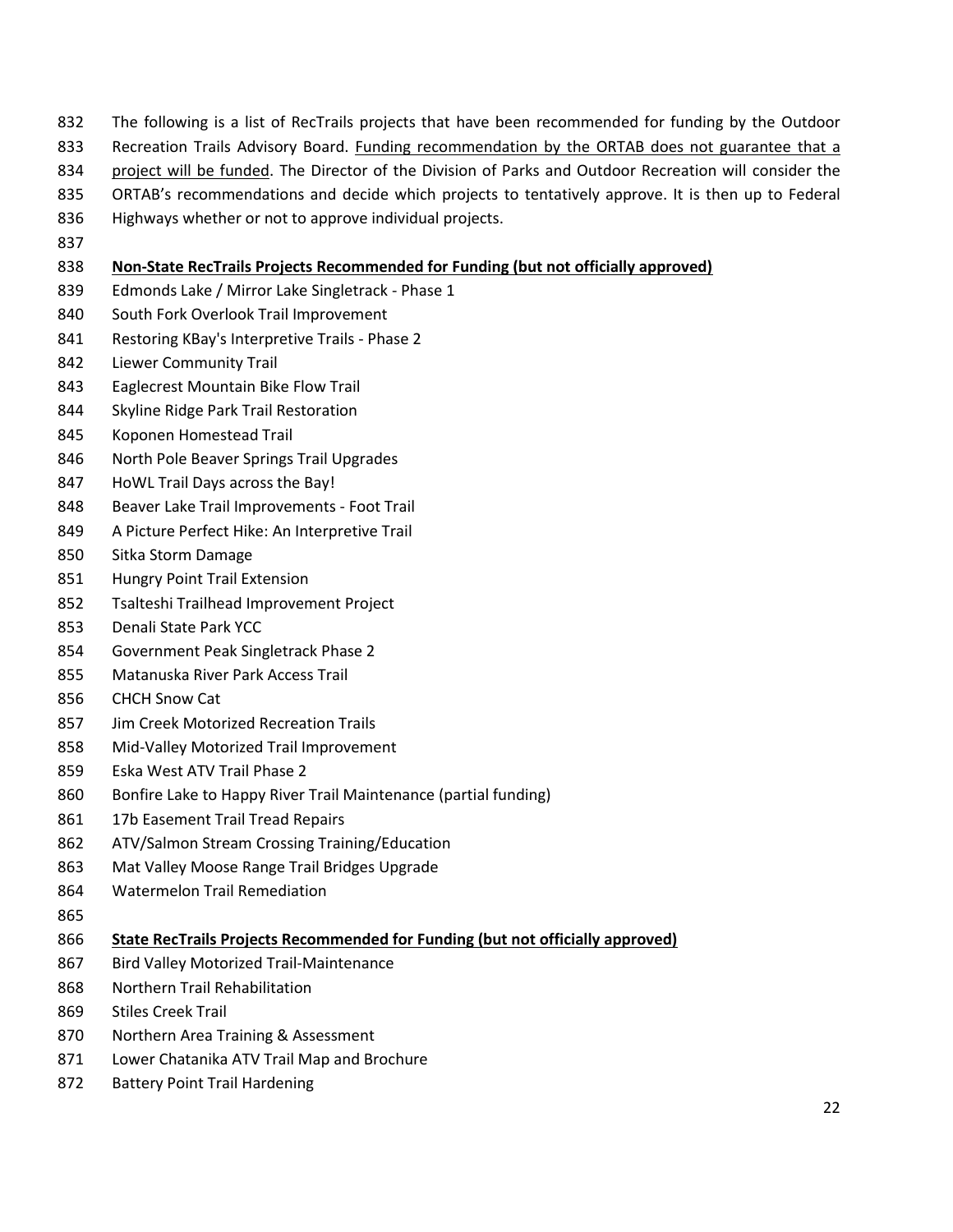The following is a list of RecTrails projects that have been recommended for funding by the Outdoor Recreation Trails Advisory Board. <u>Funding recommendation by the ORTAB does not guarantee that a project will be funded</u>. The Director of the Division of Parks and Outdoor Recreation will consider the ORTAB's recommendations and decide which projects to tentatively approve. It is then up to Federal Highways whether or not to approve individual projects.

**<u>Non-State RecTrails Projects Recommended for Funding (but not officially approved)</u>**

Edmonds Lake / Mirror Lake Singletrack - Phase 1
South Fork Overlook Trail Improvement
Restoring KBay's Interpretive Trails - Phase 2
Liewer Community Trail
Eaglecrest Mountain Bike Flow Trail
Skyline Ridge Park Trail Restoration
Koponen Homestead Trail
North Pole Beaver Springs Trail Upgrades
HoWL Trail Days across the Bay!
Beaver Lake Trail Improvements - Foot Trail
A Picture Perfect Hike: An Interpretive Trail
Sitka Storm Damage
Hungry Point Trail Extension
Tsalteshi Trailhead Improvement Project
Denali State Park YCC
Government Peak Singletrack Phase 2
Matanuska River Park Access Trail
CHCH Snow Cat
Jim Creek Motorized Recreation Trails
Mid-Valley Motorized Trail Improvement
Eska West ATV Trail Phase 2
Bonfire Lake to Happy River Trail Maintenance (partial funding)
17b Easement Trail Tread Repairs
ATV/Salmon Stream Crossing Training/Education
Mat Valley Moose Range Trail Bridges Upgrade
Watermelon Trail Remediation

**<u>State RecTrails Projects Recommended for Funding (but not officially approved)</u>**

Bird Valley Motorized Trail-Maintenance
Northern Trail Rehabilitation
Stiles Creek Trail
Northern Area Training & Assessment
Lower Chatanika ATV Trail Map and Brochure
Battery Point Trail Hardening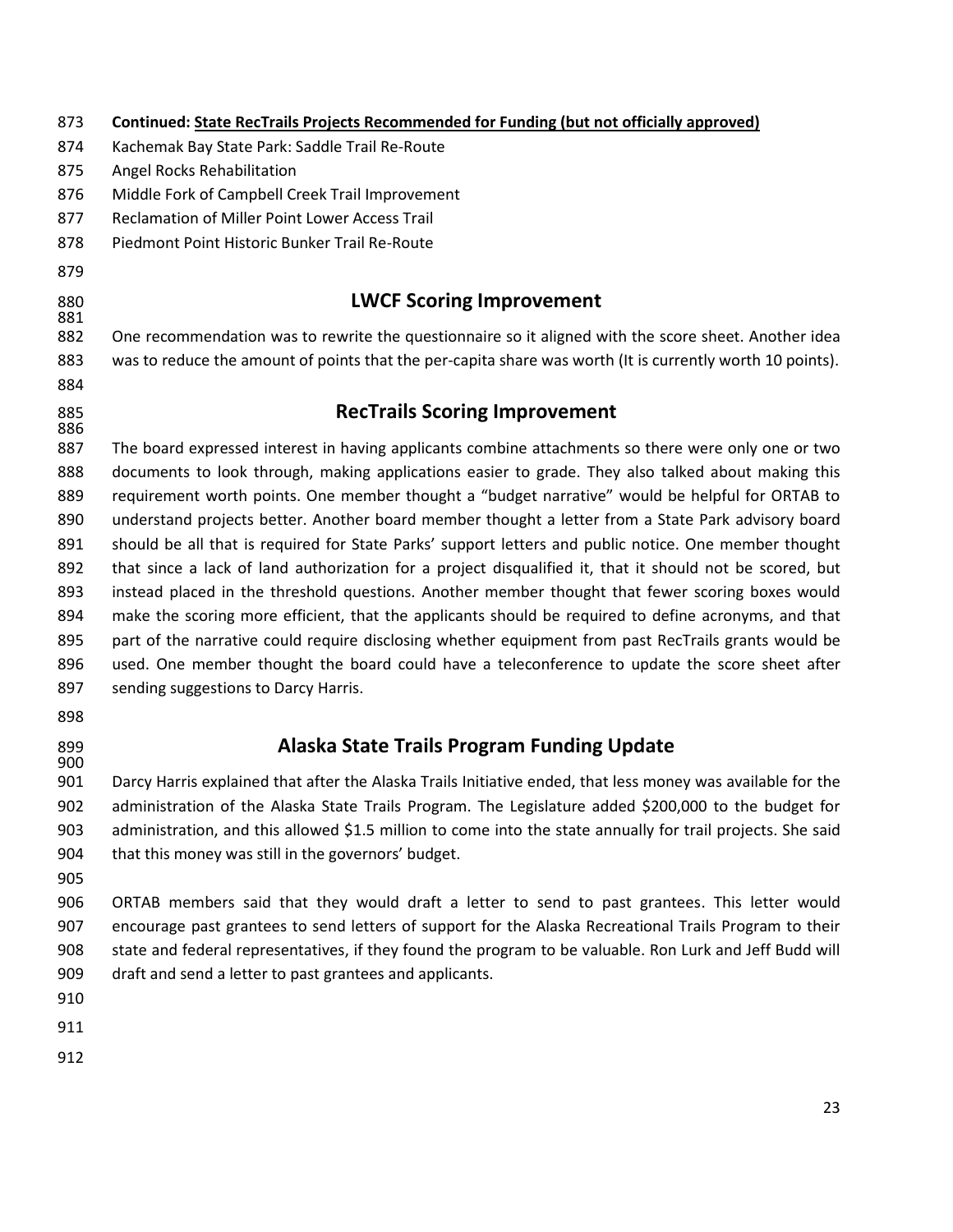**Continued: <u>State RecTrails Projects Recommended for Funding (but not officially approved)</u>**

Kachemak Bay State Park: Saddle Trail Re-Route
Angel Rocks Rehabilitation
Middle Fork of Campbell Creek Trail Improvement
Reclamation of Miller Point Lower Access Trail
Piedmont Point Historic Bunker Trail Re-Route

## LWCF Scoring Improvement

One recommendation was to rewrite the questionnaire so it aligned with the score sheet. Another idea was to reduce the amount of points that the per-capita share was worth (It is currently worth 10 points).

## RecTrails Scoring Improvement

The board expressed interest in having applicants combine attachments so there were only one or two documents to look through, making applications easier to grade. They also talked about making this requirement worth points. One member thought a "budget narrative" would be helpful for ORTAB to understand projects better. Another board member thought a letter from a State Park advisory board should be all that is required for State Parks' support letters and public notice. One member thought that since a lack of land authorization for a project disqualified it, that it should not be scored, but instead placed in the threshold questions. Another member thought that fewer scoring boxes would make the scoring more efficient, that the applicants should be required to define acronyms, and that part of the narrative could require disclosing whether equipment from past RecTrails grants would be used. One member thought the board could have a teleconference to update the score sheet after sending suggestions to Darcy Harris.

## Alaska State Trails Program Funding Update

Darcy Harris explained that after the Alaska Trails Initiative ended, that less money was available for the administration of the Alaska State Trails Program. The Legislature added $200,000 to the budget for administration, and this allowed $1.5 million to come into the state annually for trail projects. She said that this money was still in the governors' budget.

ORTAB members said that they would draft a letter to send to past grantees. This letter would encourage past grantees to send letters of support for the Alaska Recreational Trails Program to their state and federal representatives, if they found the program to be valuable. Ron Lurk and Jeff Budd will draft and send a letter to past grantees and applicants.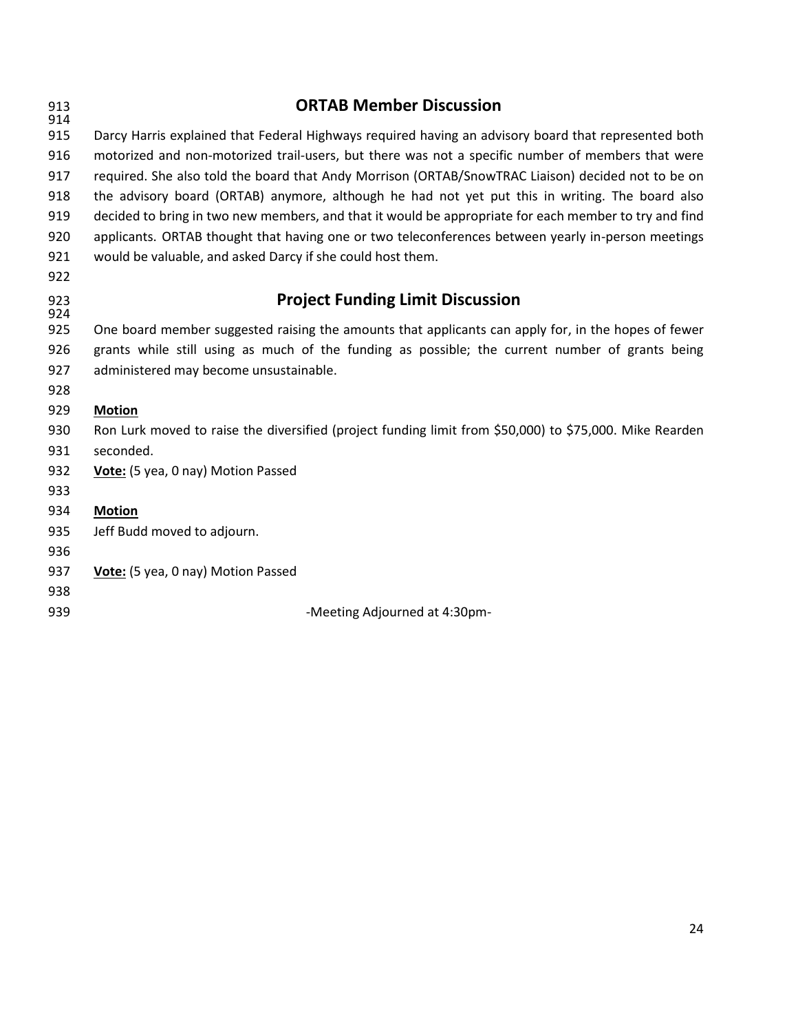## ORTAB Member Discussion

Darcy Harris explained that Federal Highways required having an advisory board that represented both motorized and non-motorized trail-users, but there was not a specific number of members that were required. She also told the board that Andy Morrison (ORTAB/SnowTRAC Liaison) decided not to be on the advisory board (ORTAB) anymore, although he had not yet put this in writing. The board also decided to bring in two new members, and that it would be appropriate for each member to try and find applicants. ORTAB thought that having one or two teleconferences between yearly in-person meetings would be valuable, and asked Darcy if she could host them.

## Project Funding Limit Discussion

One board member suggested raising the amounts that applicants can apply for, in the hopes of fewer grants while still using as much of the funding as possible; the current number of grants being administered may become unsustainable.

**Motion**

Ron Lurk moved to raise the diversified (project funding limit from $50,000) to $75,000. Mike Rearden seconded.

**Vote:** (5 yea, 0 nay) Motion Passed

**Motion**

Jeff Budd moved to adjourn.

**Vote:** (5 yea, 0 nay) Motion Passed

-Meeting Adjourned at 4:30pm-